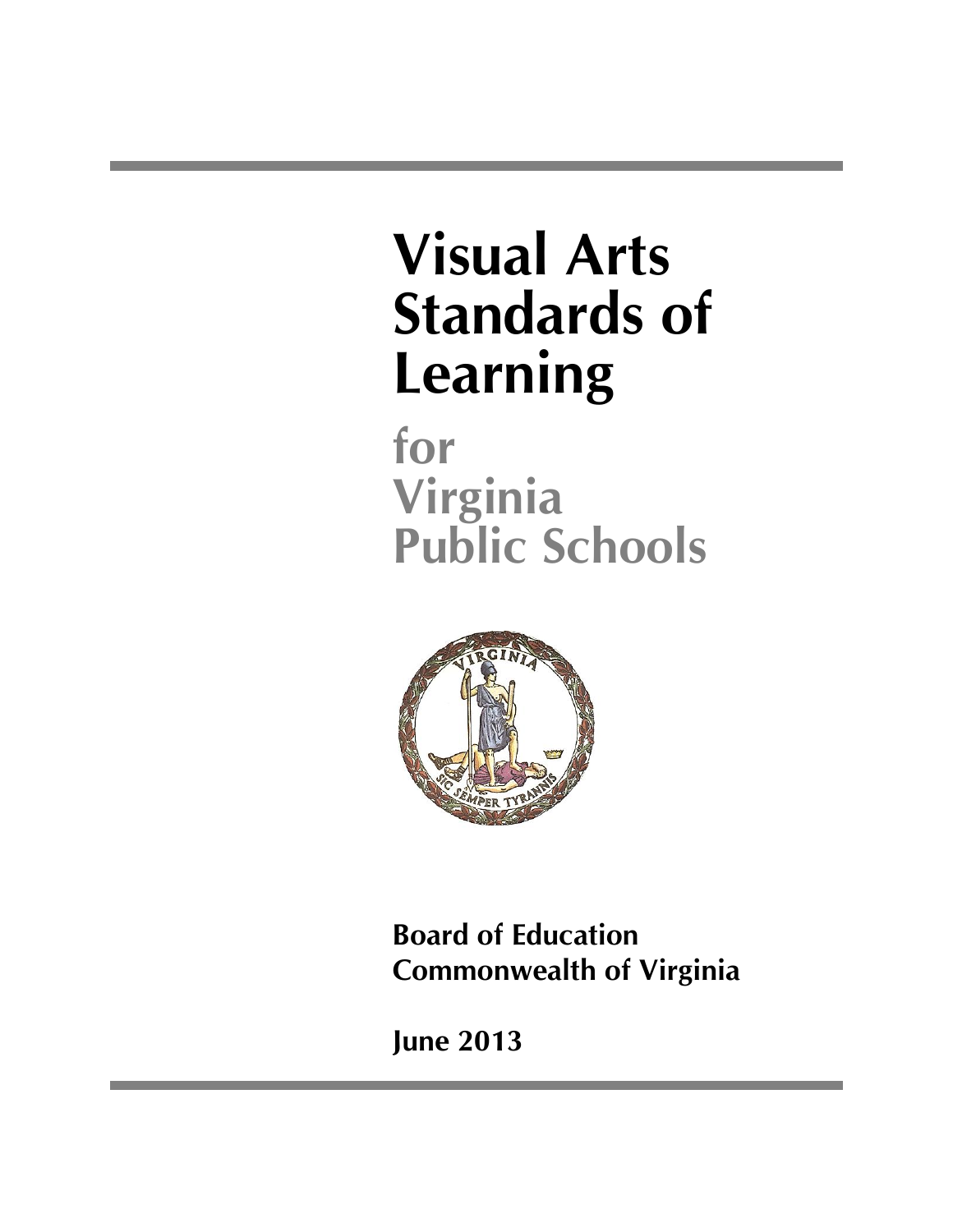# Visual Arts Standards of Learning

## for Virginia Public Schools

**Board of Education**
**Commonwealth of Virginia**

**June 2013**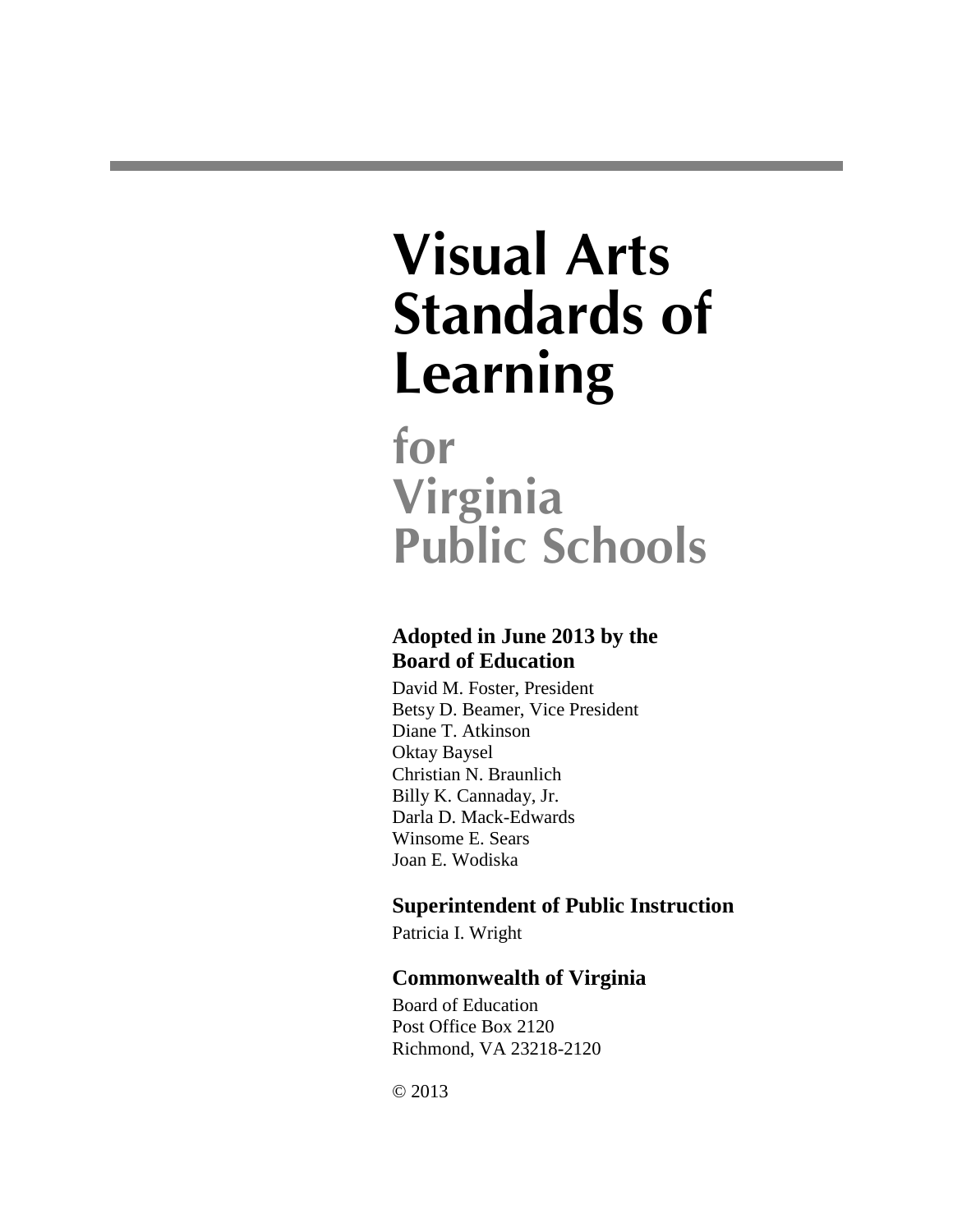# Visual Arts Standards of Learning

## for Virginia Public Schools

**Adopted in June 2013 by the Board of Education**

David M. Foster, President
Betsy D. Beamer, Vice President
Diane T. Atkinson
Oktay Baysel
Christian N. Braunlich
Billy K. Cannaday, Jr.
Darla D. Mack-Edwards
Winsome E. Sears
Joan E. Wodiska

**Superintendent of Public Instruction**

Patricia I. Wright

**Commonwealth of Virginia**

Board of Education
Post Office Box 2120
Richmond, VA 23218-2120

© 2013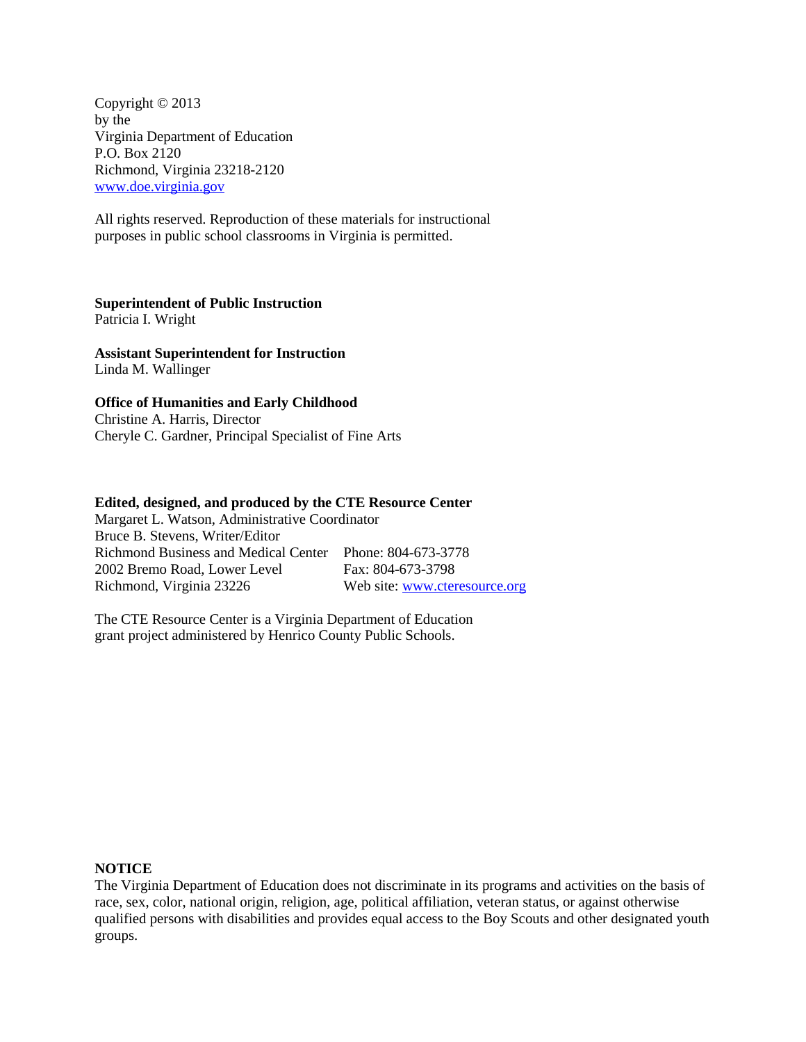Copyright © 2013
by the
Virginia Department of Education
P.O. Box 2120
Richmond, Virginia 23218-2120
www.doe.virginia.gov

All rights reserved. Reproduction of these materials for instructional purposes in public school classrooms in Virginia is permitted.

**Superintendent of Public Instruction**
Patricia I. Wright

**Assistant Superintendent for Instruction**
Linda M. Wallinger

**Office of Humanities and Early Childhood**
Christine A. Harris, Director
Cheryle C. Gardner, Principal Specialist of Fine Arts

**Edited, designed, and produced by the CTE Resource Center**
Margaret L. Watson, Administrative Coordinator
Bruce B. Stevens, Writer/Editor
Richmond Business and Medical Center
2002 Bremo Road, Lower Level
Richmond, Virginia 23226
Phone: 804-673-3778
Fax: 804-673-3798
Web site: www.cteresource.org

The CTE Resource Center is a Virginia Department of Education grant project administered by Henrico County Public Schools.

**NOTICE**
The Virginia Department of Education does not discriminate in its programs and activities on the basis of race, sex, color, national origin, religion, age, political affiliation, veteran status, or against otherwise qualified persons with disabilities and provides equal access to the Boy Scouts and other designated youth groups.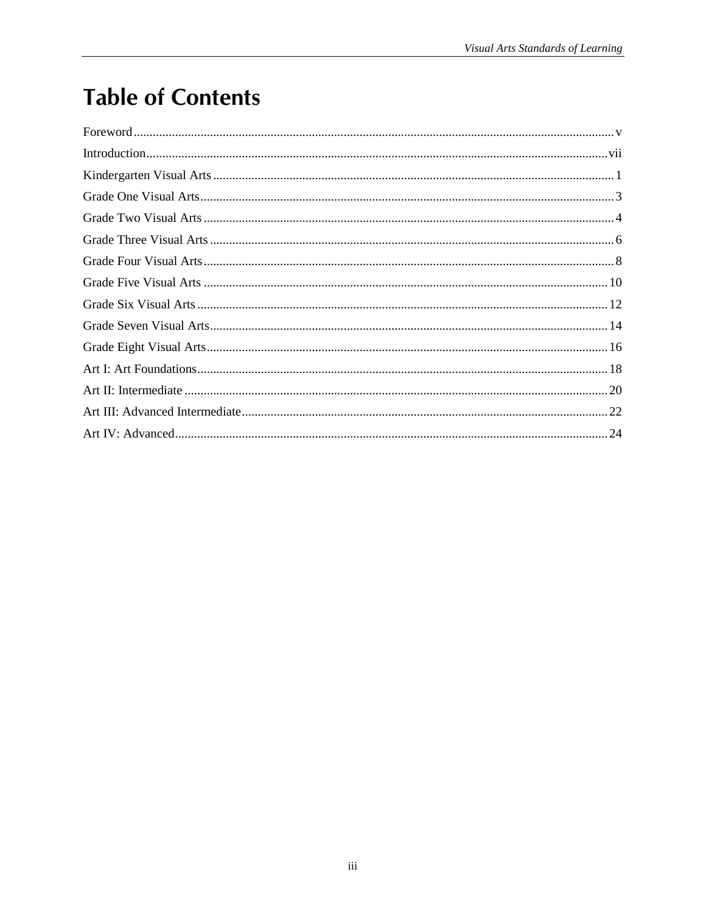# Table of Contents

Foreword ........ v

Introduction ........ vii

Kindergarten Visual Arts ........ 1

Grade One Visual Arts ........ 3

Grade Two Visual Arts ........ 4

Grade Three Visual Arts ........ 6

Grade Four Visual Arts ........ 8

Grade Five Visual Arts ........ 10

Grade Six Visual Arts ........ 12

Grade Seven Visual Arts ........ 14

Grade Eight Visual Arts ........ 16

Art I: Art Foundations ........ 18

Art II: Intermediate ........ 20

Art III: Advanced Intermediate ........ 22

Art IV: Advanced ........ 24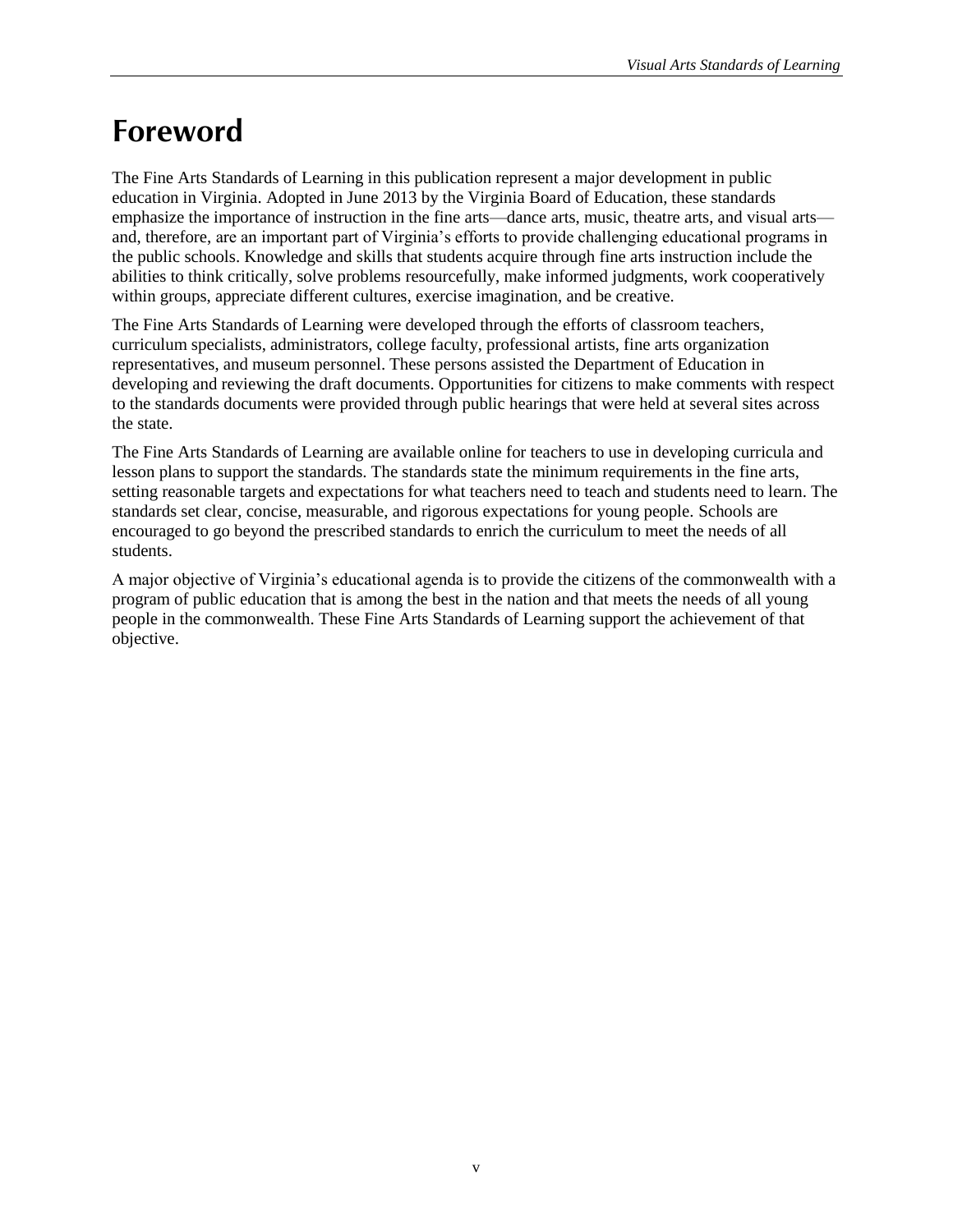# Foreword

The Fine Arts Standards of Learning in this publication represent a major development in public education in Virginia. Adopted in June 2013 by the Virginia Board of Education, these standards emphasize the importance of instruction in the fine arts—dance arts, music, theatre arts, and visual arts—and, therefore, are an important part of Virginia's efforts to provide challenging educational programs in the public schools. Knowledge and skills that students acquire through fine arts instruction include the abilities to think critically, solve problems resourcefully, make informed judgments, work cooperatively within groups, appreciate different cultures, exercise imagination, and be creative.

The Fine Arts Standards of Learning were developed through the efforts of classroom teachers, curriculum specialists, administrators, college faculty, professional artists, fine arts organization representatives, and museum personnel. These persons assisted the Department of Education in developing and reviewing the draft documents. Opportunities for citizens to make comments with respect to the standards documents were provided through public hearings that were held at several sites across the state.

The Fine Arts Standards of Learning are available online for teachers to use in developing curricula and lesson plans to support the standards. The standards state the minimum requirements in the fine arts, setting reasonable targets and expectations for what teachers need to teach and students need to learn. The standards set clear, concise, measurable, and rigorous expectations for young people. Schools are encouraged to go beyond the prescribed standards to enrich the curriculum to meet the needs of all students.

A major objective of Virginia's educational agenda is to provide the citizens of the commonwealth with a program of public education that is among the best in the nation and that meets the needs of all young people in the commonwealth. These Fine Arts Standards of Learning support the achievement of that objective.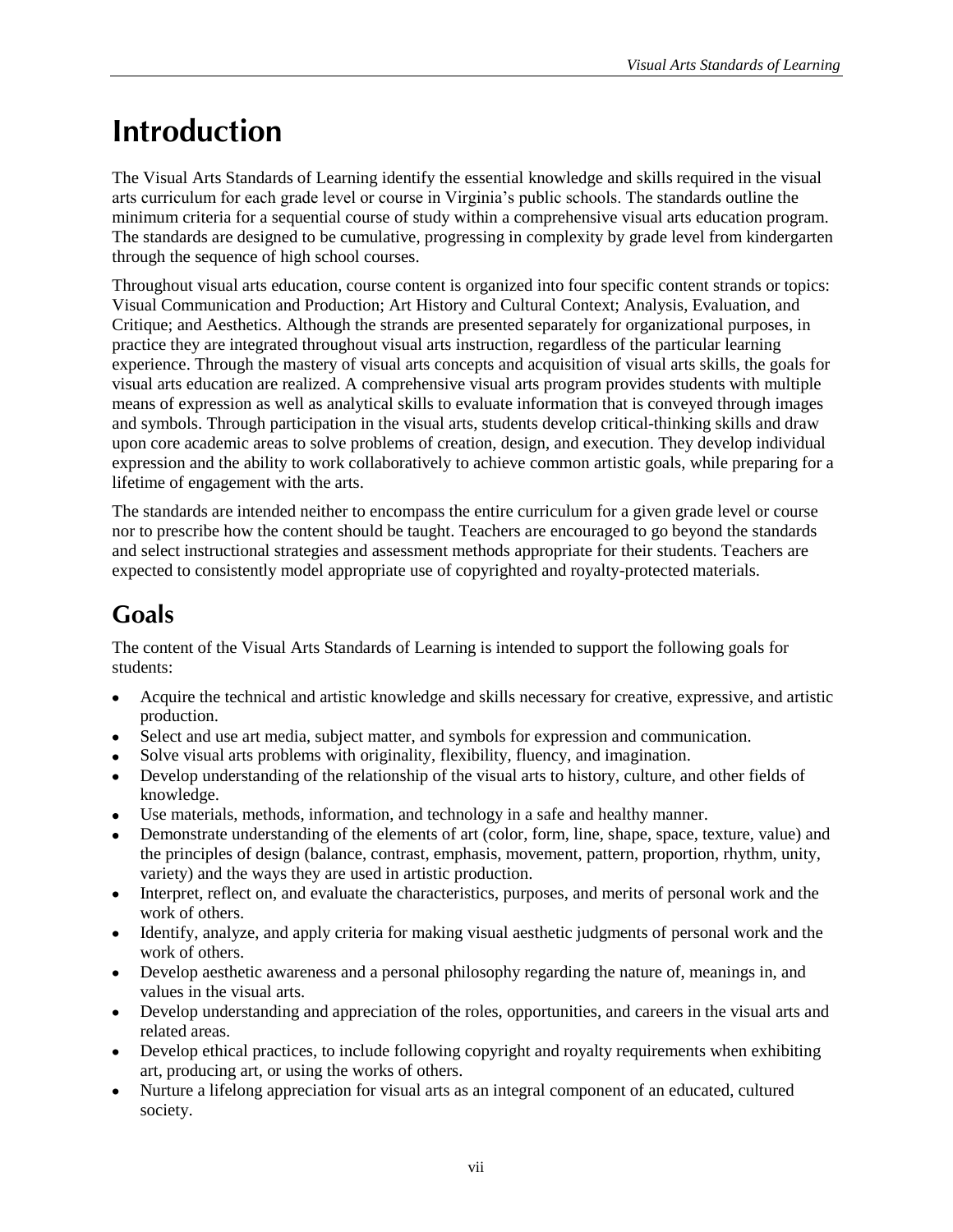# Introduction

The Visual Arts Standards of Learning identify the essential knowledge and skills required in the visual arts curriculum for each grade level or course in Virginia's public schools. The standards outline the minimum criteria for a sequential course of study within a comprehensive visual arts education program. The standards are designed to be cumulative, progressing in complexity by grade level from kindergarten through the sequence of high school courses.

Throughout visual arts education, course content is organized into four specific content strands or topics: Visual Communication and Production; Art History and Cultural Context; Analysis, Evaluation, and Critique; and Aesthetics. Although the strands are presented separately for organizational purposes, in practice they are integrated throughout visual arts instruction, regardless of the particular learning experience. Through the mastery of visual arts concepts and acquisition of visual arts skills, the goals for visual arts education are realized. A comprehensive visual arts program provides students with multiple means of expression as well as analytical skills to evaluate information that is conveyed through images and symbols. Through participation in the visual arts, students develop critical-thinking skills and draw upon core academic areas to solve problems of creation, design, and execution. They develop individual expression and the ability to work collaboratively to achieve common artistic goals, while preparing for a lifetime of engagement with the arts.

The standards are intended neither to encompass the entire curriculum for a given grade level or course nor to prescribe how the content should be taught. Teachers are encouraged to go beyond the standards and select instructional strategies and assessment methods appropriate for their students. Teachers are expected to consistently model appropriate use of copyrighted and royalty-protected materials.

## Goals

The content of the Visual Arts Standards of Learning is intended to support the following goals for students:

- Acquire the technical and artistic knowledge and skills necessary for creative, expressive, and artistic production.
- Select and use art media, subject matter, and symbols for expression and communication.
- Solve visual arts problems with originality, flexibility, fluency, and imagination.
- Develop understanding of the relationship of the visual arts to history, culture, and other fields of knowledge.
- Use materials, methods, information, and technology in a safe and healthy manner.
- Demonstrate understanding of the elements of art (color, form, line, shape, space, texture, value) and the principles of design (balance, contrast, emphasis, movement, pattern, proportion, rhythm, unity, variety) and the ways they are used in artistic production.
- Interpret, reflect on, and evaluate the characteristics, purposes, and merits of personal work and the work of others.
- Identify, analyze, and apply criteria for making visual aesthetic judgments of personal work and the work of others.
- Develop aesthetic awareness and a personal philosophy regarding the nature of, meanings in, and values in the visual arts.
- Develop understanding and appreciation of the roles, opportunities, and careers in the visual arts and related areas.
- Develop ethical practices, to include following copyright and royalty requirements when exhibiting art, producing art, or using the works of others.
- Nurture a lifelong appreciation for visual arts as an integral component of an educated, cultured society.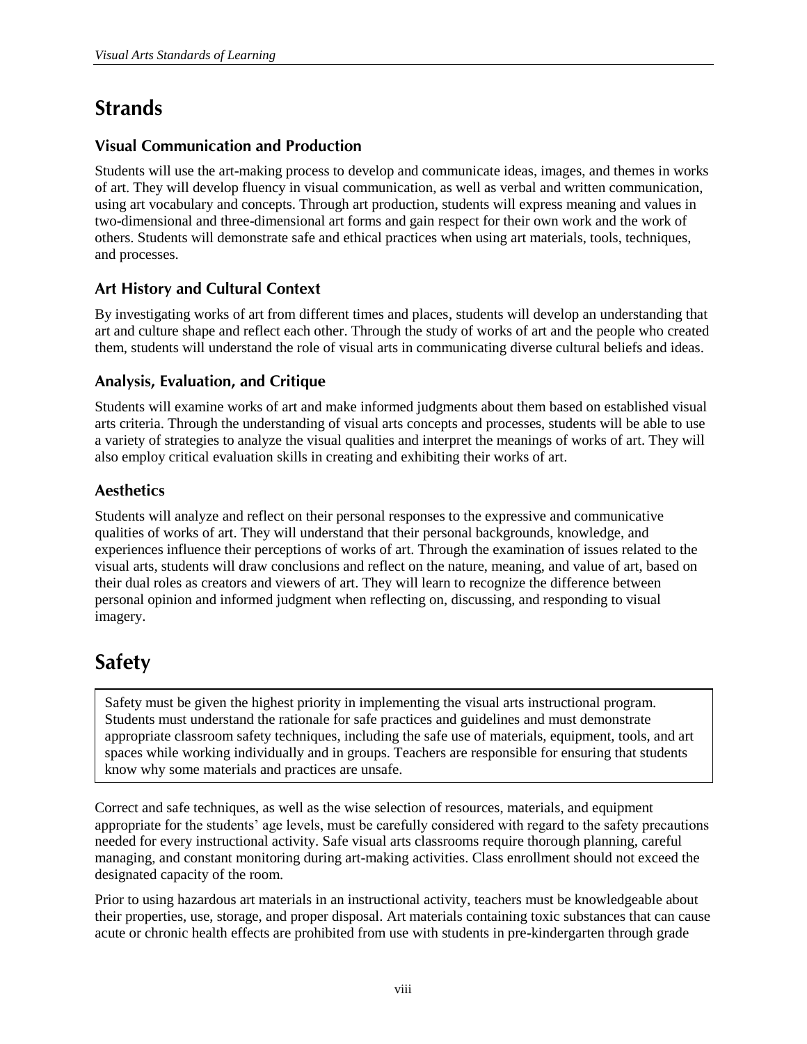## Strands

### Visual Communication and Production

Students will use the art-making process to develop and communicate ideas, images, and themes in works of art. They will develop fluency in visual communication, as well as verbal and written communication, using art vocabulary and concepts. Through art production, students will express meaning and values in two-dimensional and three-dimensional art forms and gain respect for their own work and the work of others. Students will demonstrate safe and ethical practices when using art materials, tools, techniques, and processes.

### Art History and Cultural Context

By investigating works of art from different times and places, students will develop an understanding that art and culture shape and reflect each other. Through the study of works of art and the people who created them, students will understand the role of visual arts in communicating diverse cultural beliefs and ideas.

### Analysis, Evaluation, and Critique

Students will examine works of art and make informed judgments about them based on established visual arts criteria. Through the understanding of visual arts concepts and processes, students will be able to use a variety of strategies to analyze the visual qualities and interpret the meanings of works of art. They will also employ critical evaluation skills in creating and exhibiting their works of art.

### Aesthetics

Students will analyze and reflect on their personal responses to the expressive and communicative qualities of works of art. They will understand that their personal backgrounds, knowledge, and experiences influence their perceptions of works of art. Through the examination of issues related to the visual arts, students will draw conclusions and reflect on the nature, meaning, and value of art, based on their dual roles as creators and viewers of art. They will learn to recognize the difference between personal opinion and informed judgment when reflecting on, discussing, and responding to visual imagery.

## Safety

Safety must be given the highest priority in implementing the visual arts instructional program. Students must understand the rationale for safe practices and guidelines and must demonstrate appropriate classroom safety techniques, including the safe use of materials, equipment, tools, and art spaces while working individually and in groups. Teachers are responsible for ensuring that students know why some materials and practices are unsafe.

Correct and safe techniques, as well as the wise selection of resources, materials, and equipment appropriate for the students' age levels, must be carefully considered with regard to the safety precautions needed for every instructional activity. Safe visual arts classrooms require thorough planning, careful managing, and constant monitoring during art-making activities. Class enrollment should not exceed the designated capacity of the room.

Prior to using hazardous art materials in an instructional activity, teachers must be knowledgeable about their properties, use, storage, and proper disposal. Art materials containing toxic substances that can cause acute or chronic health effects are prohibited from use with students in pre-kindergarten through grade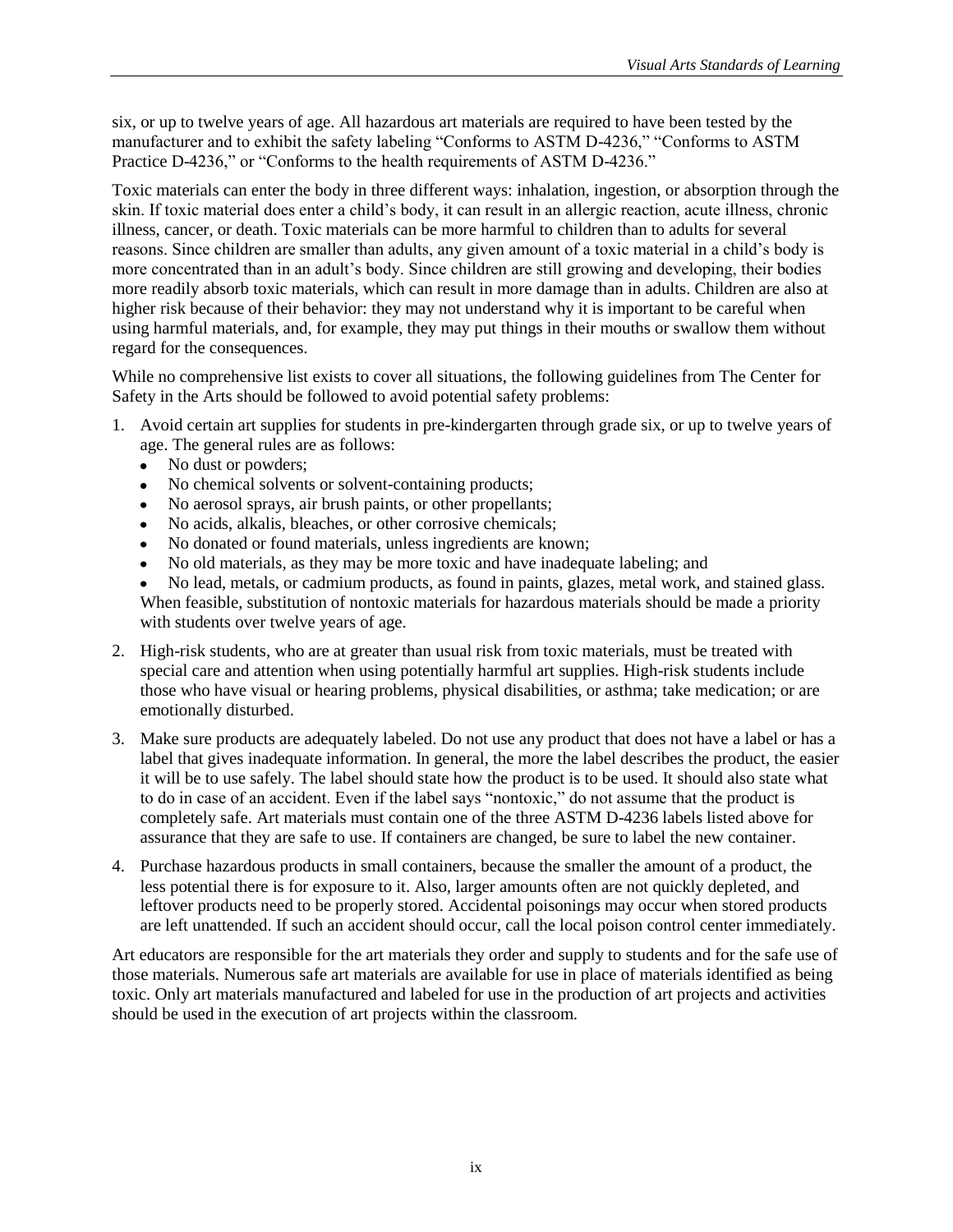six, or up to twelve years of age. All hazardous art materials are required to have been tested by the manufacturer and to exhibit the safety labeling "Conforms to ASTM D-4236," "Conforms to ASTM Practice D-4236," or "Conforms to the health requirements of ASTM D-4236."

Toxic materials can enter the body in three different ways: inhalation, ingestion, or absorption through the skin. If toxic material does enter a child's body, it can result in an allergic reaction, acute illness, chronic illness, cancer, or death. Toxic materials can be more harmful to children than to adults for several reasons. Since children are smaller than adults, any given amount of a toxic material in a child's body is more concentrated than in an adult's body. Since children are still growing and developing, their bodies more readily absorb toxic materials, which can result in more damage than in adults. Children are also at higher risk because of their behavior: they may not understand why it is important to be careful when using harmful materials, and, for example, they may put things in their mouths or swallow them without regard for the consequences.

While no comprehensive list exists to cover all situations, the following guidelines from The Center for Safety in the Arts should be followed to avoid potential safety problems:

1. Avoid certain art supplies for students in pre-kindergarten through grade six, or up to twelve years of age. The general rules are as follows:
   - No dust or powders;
   - No chemical solvents or solvent-containing products;
   - No aerosol sprays, air brush paints, or other propellants;
   - No acids, alkalis, bleaches, or other corrosive chemicals;
   - No donated or found materials, unless ingredients are known;
   - No old materials, as they may be more toxic and have inadequate labeling; and
   - No lead, metals, or cadmium products, as found in paints, glazes, metal work, and stained glass.

   When feasible, substitution of nontoxic materials for hazardous materials should be made a priority with students over twelve years of age.
2. High-risk students, who are at greater than usual risk from toxic materials, must be treated with special care and attention when using potentially harmful art supplies. High-risk students include those who have visual or hearing problems, physical disabilities, or asthma; take medication; or are emotionally disturbed.
3. Make sure products are adequately labeled. Do not use any product that does not have a label or has a label that gives inadequate information. In general, the more the label describes the product, the easier it will be to use safely. The label should state how the product is to be used. It should also state what to do in case of an accident. Even if the label says "nontoxic," do not assume that the product is completely safe. Art materials must contain one of the three ASTM D-4236 labels listed above for assurance that they are safe to use. If containers are changed, be sure to label the new container.
4. Purchase hazardous products in small containers, because the smaller the amount of a product, the less potential there is for exposure to it. Also, larger amounts often are not quickly depleted, and leftover products need to be properly stored. Accidental poisonings may occur when stored products are left unattended. If such an accident should occur, call the local poison control center immediately.

Art educators are responsible for the art materials they order and supply to students and for the safe use of those materials. Numerous safe art materials are available for use in place of materials identified as being toxic. Only art materials manufactured and labeled for use in the production of art projects and activities should be used in the execution of art projects within the classroom.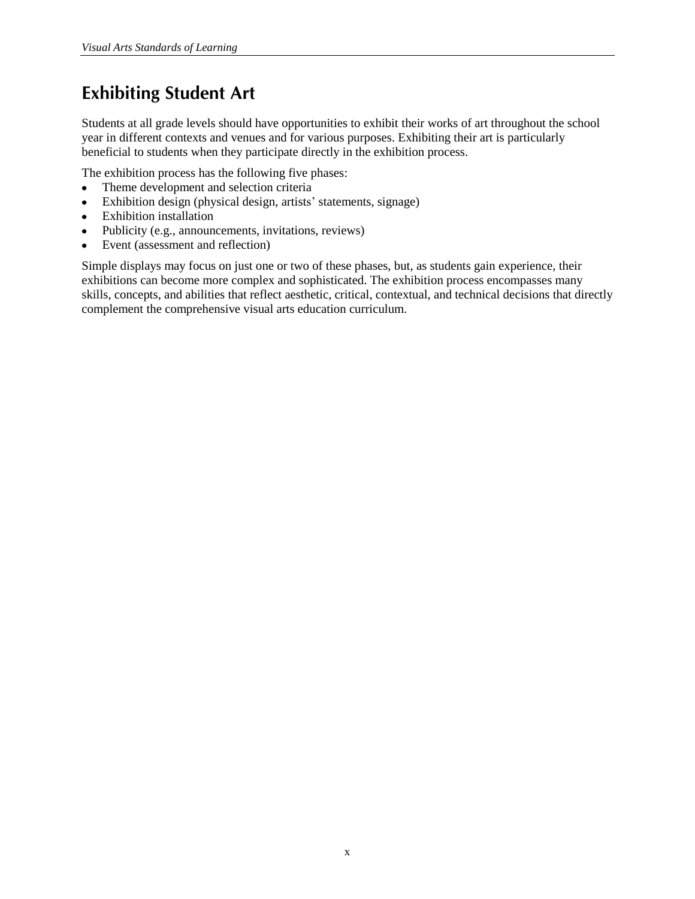# Exhibiting Student Art

Students at all grade levels should have opportunities to exhibit their works of art throughout the school year in different contexts and venues and for various purposes. Exhibiting their art is particularly beneficial to students when they participate directly in the exhibition process.

The exhibition process has the following five phases:

- Theme development and selection criteria
- Exhibition design (physical design, artists' statements, signage)
- Exhibition installation
- Publicity (e.g., announcements, invitations, reviews)
- Event (assessment and reflection)

Simple displays may focus on just one or two of these phases, but, as students gain experience, their exhibitions can become more complex and sophisticated. The exhibition process encompasses many skills, concepts, and abilities that reflect aesthetic, critical, contextual, and technical decisions that directly complement the comprehensive visual arts education curriculum.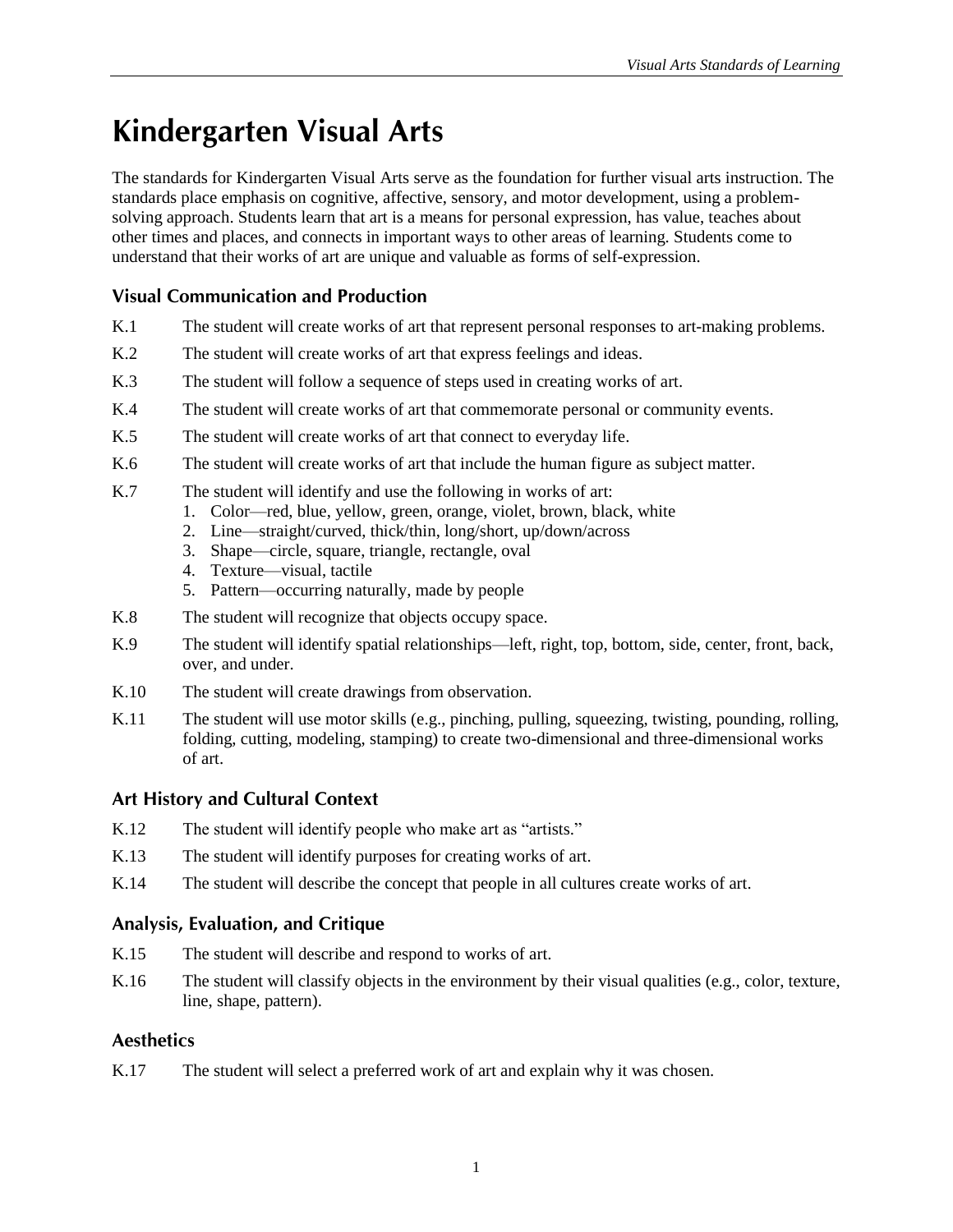# Kindergarten Visual Arts

The standards for Kindergarten Visual Arts serve as the foundation for further visual arts instruction. The standards place emphasis on cognitive, affective, sensory, and motor development, using a problem-solving approach. Students learn that art is a means for personal expression, has value, teaches about other times and places, and connects in important ways to other areas of learning. Students come to understand that their works of art are unique and valuable as forms of self-expression.

## Visual Communication and Production

K.1 The student will create works of art that represent personal responses to art-making problems.

K.2 The student will create works of art that express feelings and ideas.

K.3 The student will follow a sequence of steps used in creating works of art.

K.4 The student will create works of art that commemorate personal or community events.

K.5 The student will create works of art that connect to everyday life.

K.6 The student will create works of art that include the human figure as subject matter.

K.7 The student will identify and use the following in works of art:
1. Color—red, blue, yellow, green, orange, violet, brown, black, white
2. Line—straight/curved, thick/thin, long/short, up/down/across
3. Shape—circle, square, triangle, rectangle, oval
4. Texture—visual, tactile
5. Pattern—occurring naturally, made by people

K.8 The student will recognize that objects occupy space.

K.9 The student will identify spatial relationships—left, right, top, bottom, side, center, front, back, over, and under.

K.10 The student will create drawings from observation.

K.11 The student will use motor skills (e.g., pinching, pulling, squeezing, twisting, pounding, rolling, folding, cutting, modeling, stamping) to create two-dimensional and three-dimensional works of art.

## Art History and Cultural Context

K.12 The student will identify people who make art as "artists."

K.13 The student will identify purposes for creating works of art.

K.14 The student will describe the concept that people in all cultures create works of art.

## Analysis, Evaluation, and Critique

K.15 The student will describe and respond to works of art.

K.16 The student will classify objects in the environment by their visual qualities (e.g., color, texture, line, shape, pattern).

## Aesthetics

K.17 The student will select a preferred work of art and explain why it was chosen.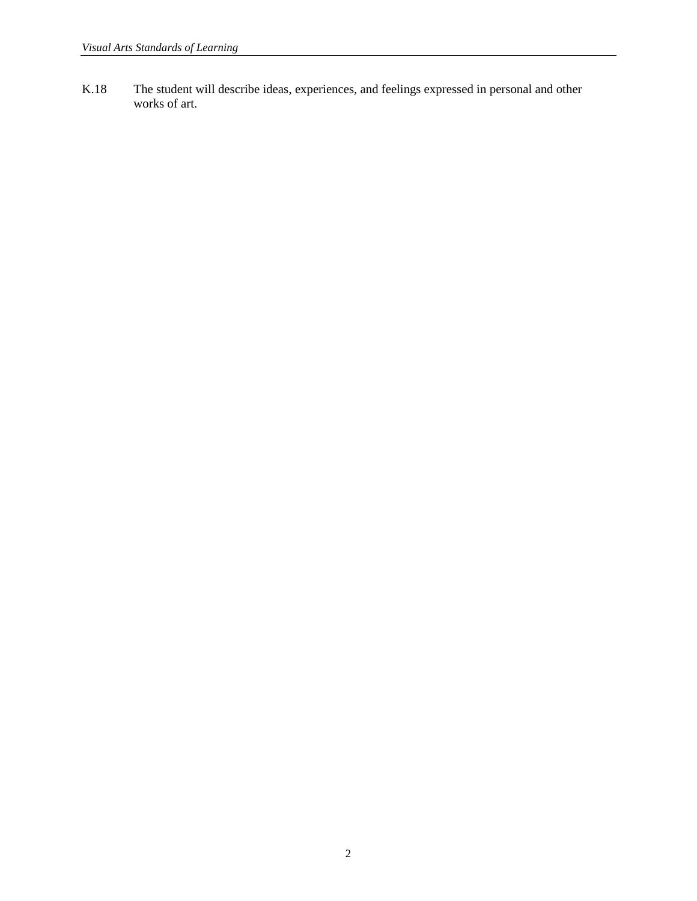K.18 The student will describe ideas, experiences, and feelings expressed in personal and other works of art.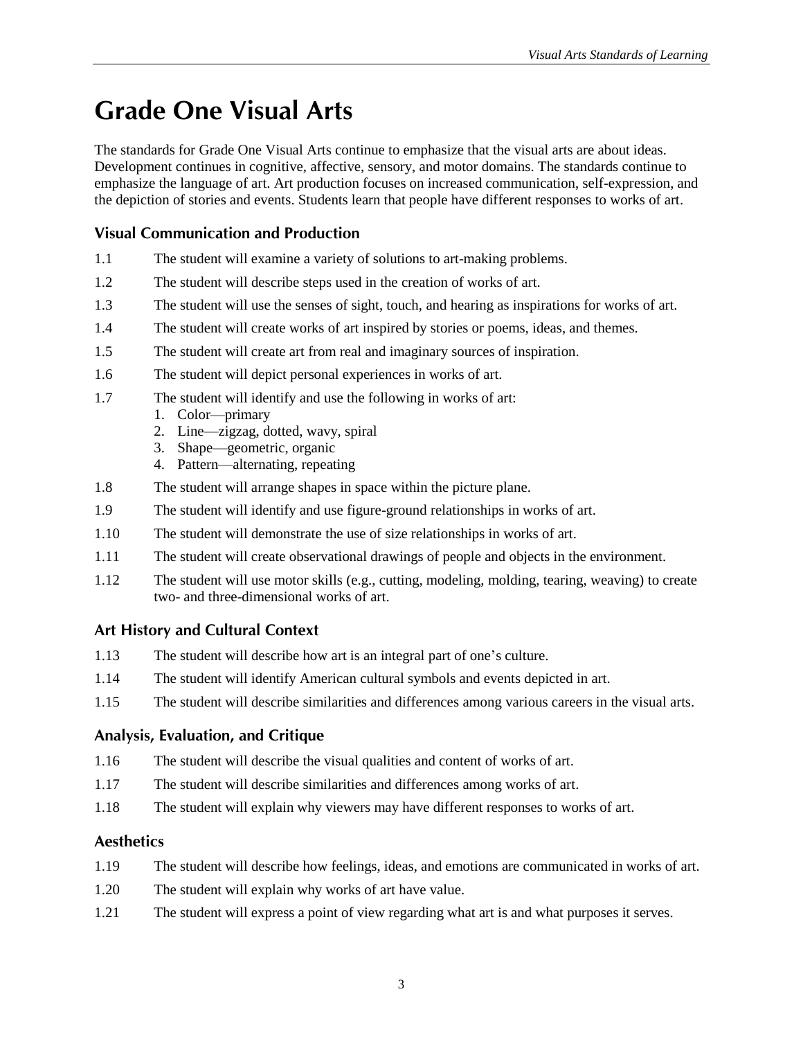# Grade One Visual Arts

The standards for Grade One Visual Arts continue to emphasize that the visual arts are about ideas. Development continues in cognitive, affective, sensory, and motor domains. The standards continue to emphasize the language of art. Art production focuses on increased communication, self-expression, and the depiction of stories and events. Students learn that people have different responses to works of art.

## Visual Communication and Production

1.1 The student will examine a variety of solutions to art-making problems.

1.2 The student will describe steps used in the creation of works of art.

1.3 The student will use the senses of sight, touch, and hearing as inspirations for works of art.

1.4 The student will create works of art inspired by stories or poems, ideas, and themes.

1.5 The student will create art from real and imaginary sources of inspiration.

1.6 The student will depict personal experiences in works of art.

1.7 The student will identify and use the following in works of art:

1. Color—primary
2. Line—zigzag, dotted, wavy, spiral
3. Shape—geometric, organic
4. Pattern—alternating, repeating

1.8 The student will arrange shapes in space within the picture plane.

1.9 The student will identify and use figure-ground relationships in works of art.

1.10 The student will demonstrate the use of size relationships in works of art.

1.11 The student will create observational drawings of people and objects in the environment.

1.12 The student will use motor skills (e.g., cutting, modeling, molding, tearing, weaving) to create two- and three-dimensional works of art.

## Art History and Cultural Context

1.13 The student will describe how art is an integral part of one's culture.

1.14 The student will identify American cultural symbols and events depicted in art.

1.15 The student will describe similarities and differences among various careers in the visual arts.

## Analysis, Evaluation, and Critique

1.16 The student will describe the visual qualities and content of works of art.

1.17 The student will describe similarities and differences among works of art.

1.18 The student will explain why viewers may have different responses to works of art.

## Aesthetics

1.19 The student will describe how feelings, ideas, and emotions are communicated in works of art.

1.20 The student will explain why works of art have value.

1.21 The student will express a point of view regarding what art is and what purposes it serves.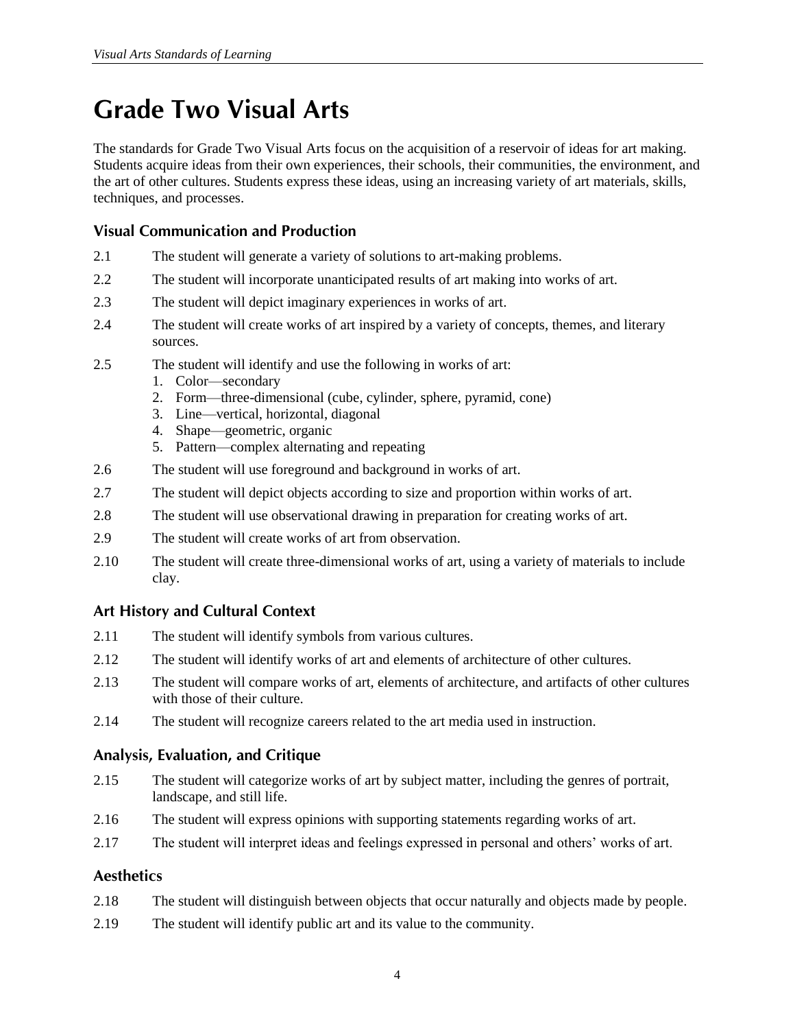# Grade Two Visual Arts

The standards for Grade Two Visual Arts focus on the acquisition of a reservoir of ideas for art making. Students acquire ideas from their own experiences, their schools, their communities, the environment, and the art of other cultures. Students express these ideas, using an increasing variety of art materials, skills, techniques, and processes.

## Visual Communication and Production

2.1 The student will generate a variety of solutions to art-making problems.

2.2 The student will incorporate unanticipated results of art making into works of art.

2.3 The student will depict imaginary experiences in works of art.

2.4 The student will create works of art inspired by a variety of concepts, themes, and literary sources.

2.5 The student will identify and use the following in works of art:

1. Color—secondary
2. Form—three-dimensional (cube, cylinder, sphere, pyramid, cone)
3. Line—vertical, horizontal, diagonal
4. Shape—geometric, organic
5. Pattern—complex alternating and repeating

2.6 The student will use foreground and background in works of art.

2.7 The student will depict objects according to size and proportion within works of art.

2.8 The student will use observational drawing in preparation for creating works of art.

2.9 The student will create works of art from observation.

2.10 The student will create three-dimensional works of art, using a variety of materials to include clay.

## Art History and Cultural Context

2.11 The student will identify symbols from various cultures.

2.12 The student will identify works of art and elements of architecture of other cultures.

2.13 The student will compare works of art, elements of architecture, and artifacts of other cultures with those of their culture.

2.14 The student will recognize careers related to the art media used in instruction.

## Analysis, Evaluation, and Critique

2.15 The student will categorize works of art by subject matter, including the genres of portrait, landscape, and still life.

2.16 The student will express opinions with supporting statements regarding works of art.

2.17 The student will interpret ideas and feelings expressed in personal and others' works of art.

## Aesthetics

2.18 The student will distinguish between objects that occur naturally and objects made by people.

2.19 The student will identify public art and its value to the community.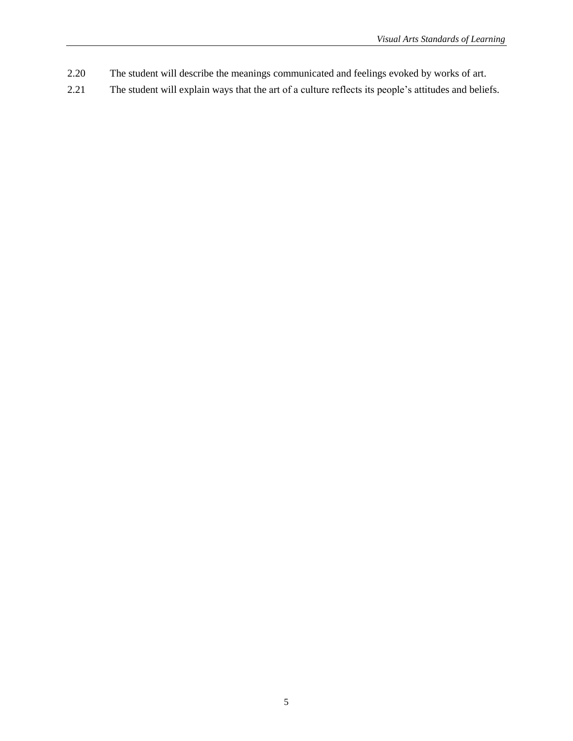2.20 The student will describe the meanings communicated and feelings evoked by works of art.

2.21 The student will explain ways that the art of a culture reflects its people's attitudes and beliefs.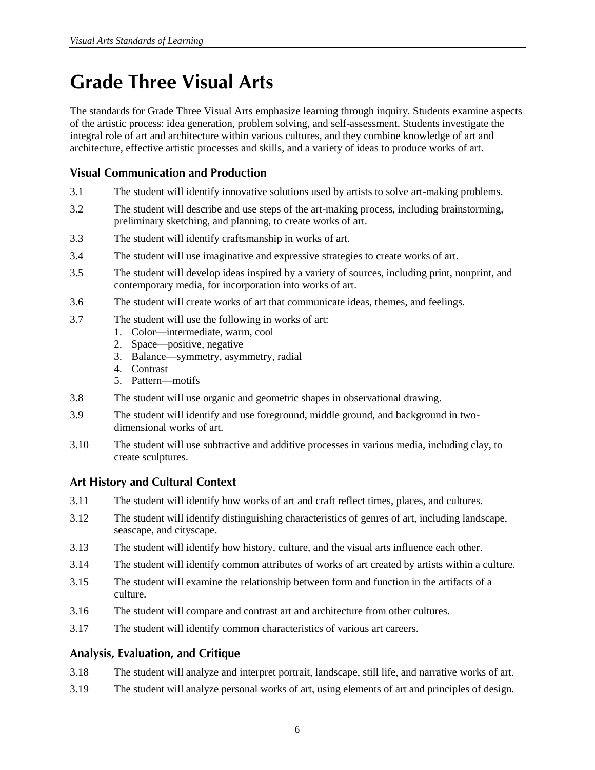# Grade Three Visual Arts

The standards for Grade Three Visual Arts emphasize learning through inquiry. Students examine aspects of the artistic process: idea generation, problem solving, and self-assessment. Students investigate the integral role of art and architecture within various cultures, and they combine knowledge of art and architecture, effective artistic processes and skills, and a variety of ideas to produce works of art.

## Visual Communication and Production

3.1 The student will identify innovative solutions used by artists to solve art-making problems.

3.2 The student will describe and use steps of the art-making process, including brainstorming, preliminary sketching, and planning, to create works of art.

3.3 The student will identify craftsmanship in works of art.

3.4 The student will use imaginative and expressive strategies to create works of art.

3.5 The student will develop ideas inspired by a variety of sources, including print, nonprint, and contemporary media, for incorporation into works of art.

3.6 The student will create works of art that communicate ideas, themes, and feelings.

3.7 The student will use the following in works of art:
1. Color—intermediate, warm, cool
2. Space—positive, negative
3. Balance—symmetry, asymmetry, radial
4. Contrast
5. Pattern—motifs

3.8 The student will use organic and geometric shapes in observational drawing.

3.9 The student will identify and use foreground, middle ground, and background in two-dimensional works of art.

3.10 The student will use subtractive and additive processes in various media, including clay, to create sculptures.

## Art History and Cultural Context

3.11 The student will identify how works of art and craft reflect times, places, and cultures.

3.12 The student will identify distinguishing characteristics of genres of art, including landscape, seascape, and cityscape.

3.13 The student will identify how history, culture, and the visual arts influence each other.

3.14 The student will identify common attributes of works of art created by artists within a culture.

3.15 The student will examine the relationship between form and function in the artifacts of a culture.

3.16 The student will compare and contrast art and architecture from other cultures.

3.17 The student will identify common characteristics of various art careers.

## Analysis, Evaluation, and Critique

3.18 The student will analyze and interpret portrait, landscape, still life, and narrative works of art.

3.19 The student will analyze personal works of art, using elements of art and principles of design.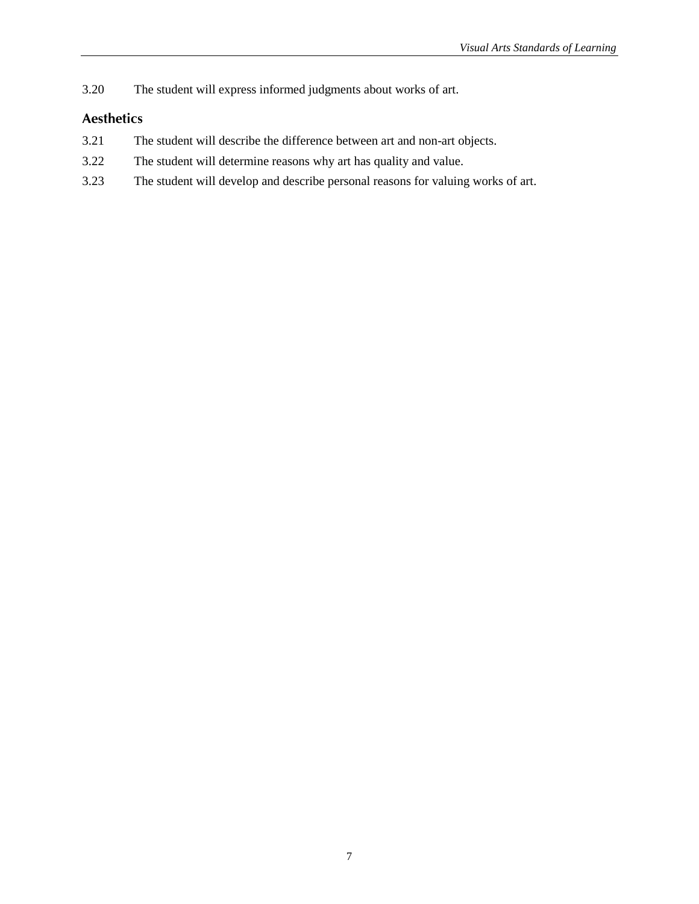3.20 The student will express informed judgments about works of art.

## Aesthetics

3.21 The student will describe the difference between art and non-art objects.

3.22 The student will determine reasons why art has quality and value.

3.23 The student will develop and describe personal reasons for valuing works of art.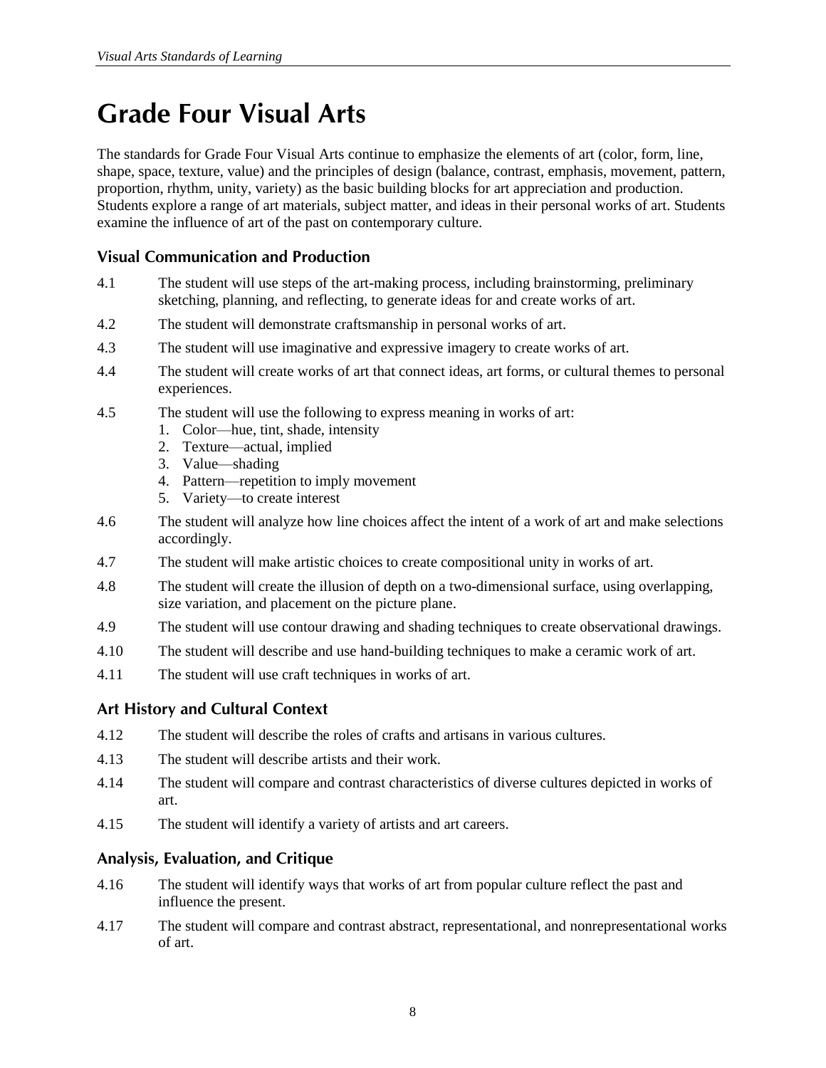# Grade Four Visual Arts

The standards for Grade Four Visual Arts continue to emphasize the elements of art (color, form, line, shape, space, texture, value) and the principles of design (balance, contrast, emphasis, movement, pattern, proportion, rhythm, unity, variety) as the basic building blocks for art appreciation and production. Students explore a range of art materials, subject matter, and ideas in their personal works of art. Students examine the influence of art of the past on contemporary culture.

## Visual Communication and Production

4.1 The student will use steps of the art-making process, including brainstorming, preliminary sketching, planning, and reflecting, to generate ideas for and create works of art.

4.2 The student will demonstrate craftsmanship in personal works of art.

4.3 The student will use imaginative and expressive imagery to create works of art.

4.4 The student will create works of art that connect ideas, art forms, or cultural themes to personal experiences.

4.5 The student will use the following to express meaning in works of art:

1. Color—hue, tint, shade, intensity
2. Texture—actual, implied
3. Value—shading
4. Pattern—repetition to imply movement
5. Variety—to create interest

4.6 The student will analyze how line choices affect the intent of a work of art and make selections accordingly.

4.7 The student will make artistic choices to create compositional unity in works of art.

4.8 The student will create the illusion of depth on a two-dimensional surface, using overlapping, size variation, and placement on the picture plane.

4.9 The student will use contour drawing and shading techniques to create observational drawings.

4.10 The student will describe and use hand-building techniques to make a ceramic work of art.

4.11 The student will use craft techniques in works of art.

## Art History and Cultural Context

4.12 The student will describe the roles of crafts and artisans in various cultures.

4.13 The student will describe artists and their work.

4.14 The student will compare and contrast characteristics of diverse cultures depicted in works of art.

4.15 The student will identify a variety of artists and art careers.

## Analysis, Evaluation, and Critique

4.16 The student will identify ways that works of art from popular culture reflect the past and influence the present.

4.17 The student will compare and contrast abstract, representational, and nonrepresentational works of art.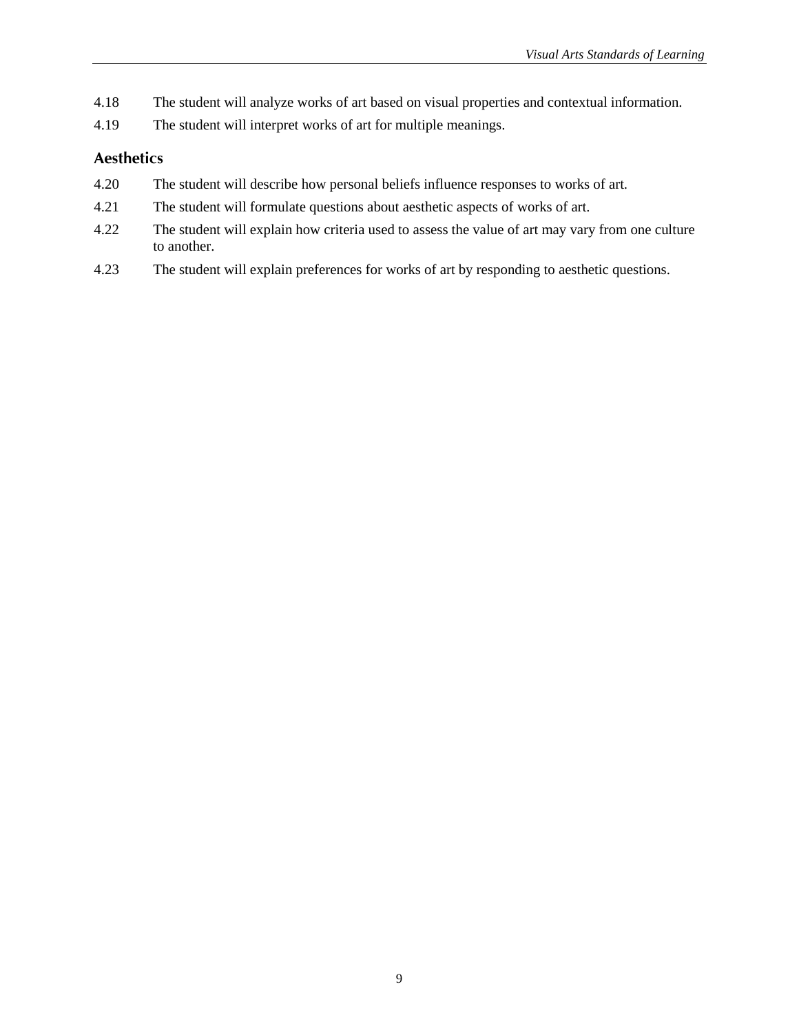4.18 The student will analyze works of art based on visual properties and contextual information.

4.19 The student will interpret works of art for multiple meanings.

### Aesthetics

4.20 The student will describe how personal beliefs influence responses to works of art.

4.21 The student will formulate questions about aesthetic aspects of works of art.

4.22 The student will explain how criteria used to assess the value of art may vary from one culture to another.

4.23 The student will explain preferences for works of art by responding to aesthetic questions.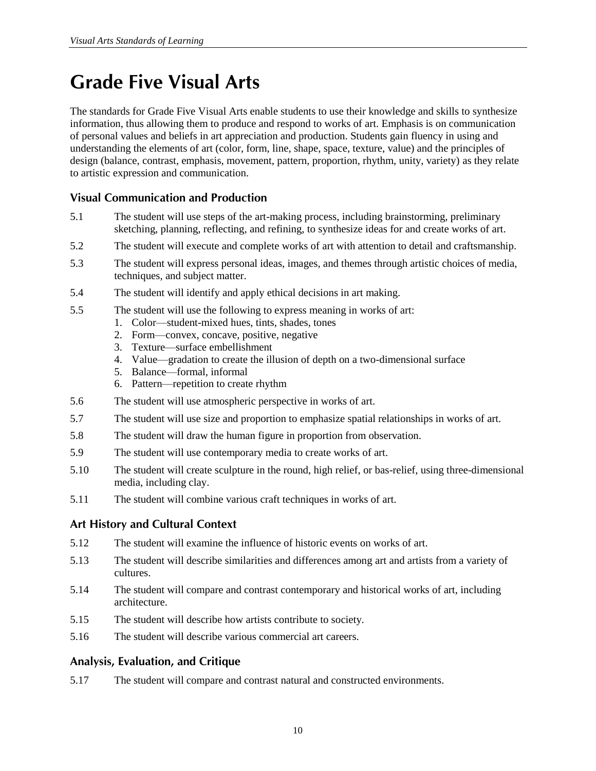# Grade Five Visual Arts

The standards for Grade Five Visual Arts enable students to use their knowledge and skills to synthesize information, thus allowing them to produce and respond to works of art. Emphasis is on communication of personal values and beliefs in art appreciation and production. Students gain fluency in using and understanding the elements of art (color, form, line, shape, space, texture, value) and the principles of design (balance, contrast, emphasis, movement, pattern, proportion, rhythm, unity, variety) as they relate to artistic expression and communication.

## Visual Communication and Production

5.1 The student will use steps of the art-making process, including brainstorming, preliminary sketching, planning, reflecting, and refining, to synthesize ideas for and create works of art.

5.2 The student will execute and complete works of art with attention to detail and craftsmanship.

5.3 The student will express personal ideas, images, and themes through artistic choices of media, techniques, and subject matter.

5.4 The student will identify and apply ethical decisions in art making.

5.5 The student will use the following to express meaning in works of art:

1. Color—student-mixed hues, tints, shades, tones
2. Form—convex, concave, positive, negative
3. Texture—surface embellishment
4. Value—gradation to create the illusion of depth on a two-dimensional surface
5. Balance—formal, informal
6. Pattern—repetition to create rhythm

5.6 The student will use atmospheric perspective in works of art.

5.7 The student will use size and proportion to emphasize spatial relationships in works of art.

5.8 The student will draw the human figure in proportion from observation.

5.9 The student will use contemporary media to create works of art.

5.10 The student will create sculpture in the round, high relief, or bas-relief, using three-dimensional media, including clay.

5.11 The student will combine various craft techniques in works of art.

## Art History and Cultural Context

5.12 The student will examine the influence of historic events on works of art.

5.13 The student will describe similarities and differences among art and artists from a variety of cultures.

5.14 The student will compare and contrast contemporary and historical works of art, including architecture.

5.15 The student will describe how artists contribute to society.

5.16 The student will describe various commercial art careers.

## Analysis, Evaluation, and Critique

5.17 The student will compare and contrast natural and constructed environments.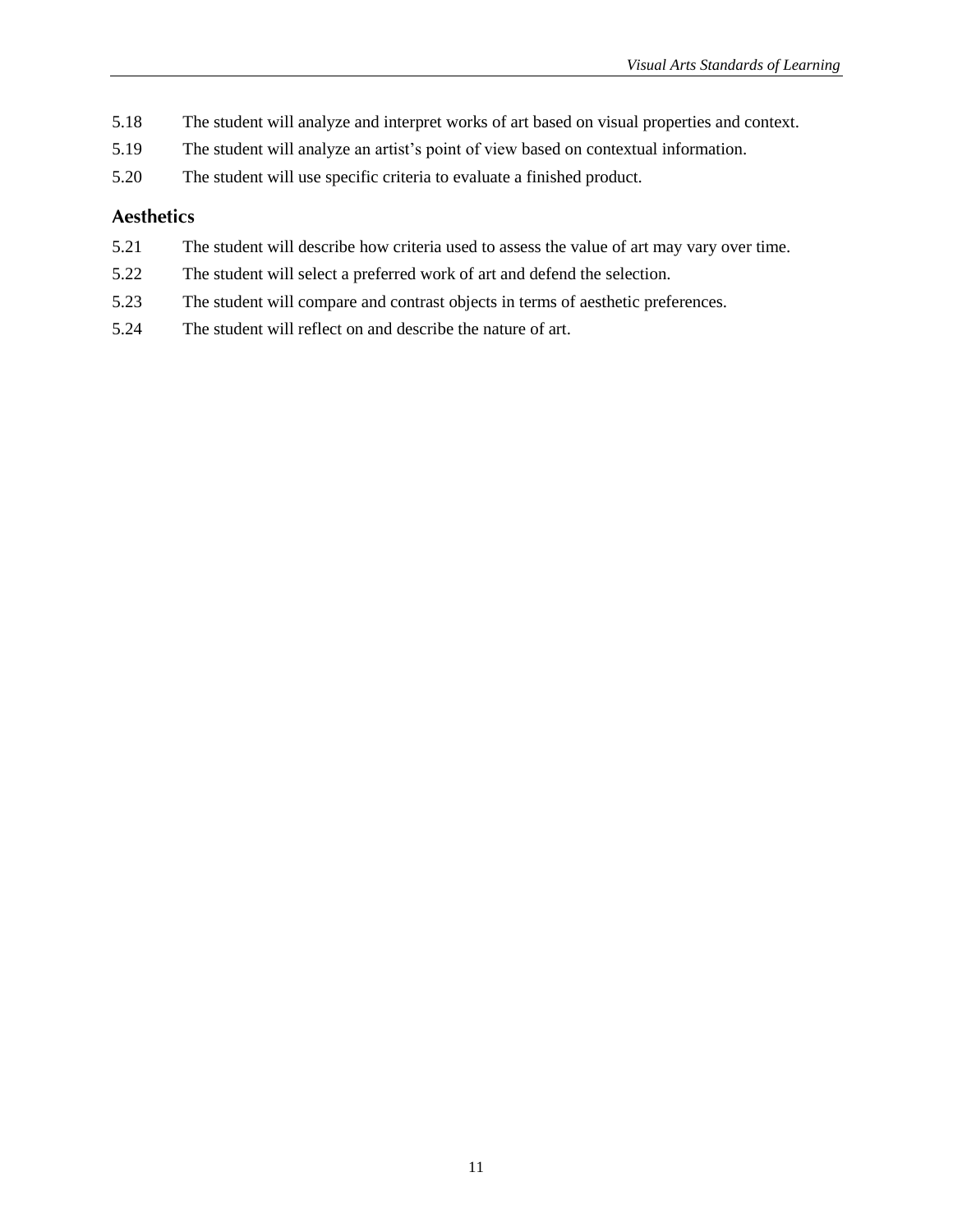5.18 The student will analyze and interpret works of art based on visual properties and context.

5.19 The student will analyze an artist's point of view based on contextual information.

5.20 The student will use specific criteria to evaluate a finished product.

### Aesthetics

5.21 The student will describe how criteria used to assess the value of art may vary over time.

5.22 The student will select a preferred work of art and defend the selection.

5.23 The student will compare and contrast objects in terms of aesthetic preferences.

5.24 The student will reflect on and describe the nature of art.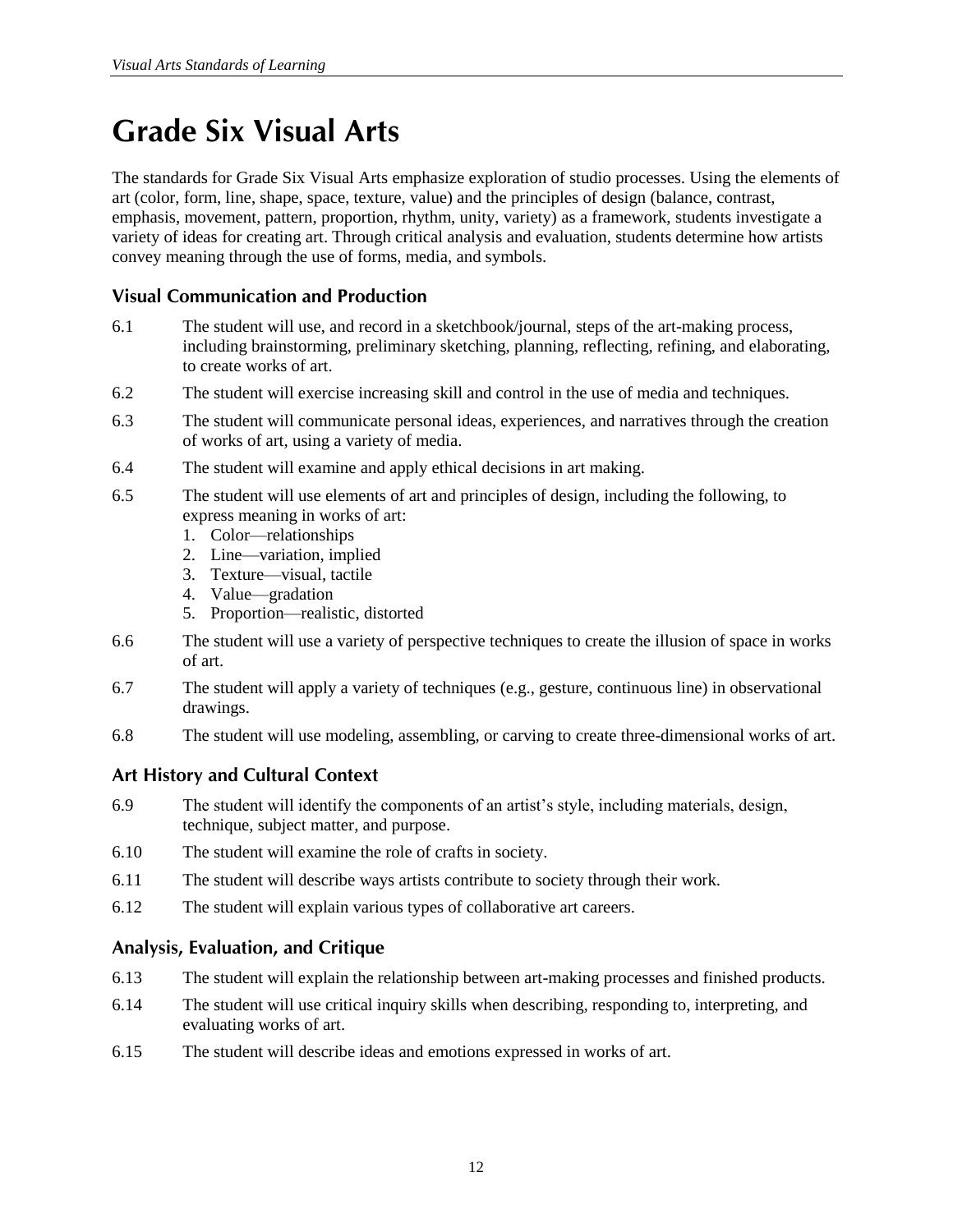# Grade Six Visual Arts

The standards for Grade Six Visual Arts emphasize exploration of studio processes. Using the elements of art (color, form, line, shape, space, texture, value) and the principles of design (balance, contrast, emphasis, movement, pattern, proportion, rhythm, unity, variety) as a framework, students investigate a variety of ideas for creating art. Through critical analysis and evaluation, students determine how artists convey meaning through the use of forms, media, and symbols.

## Visual Communication and Production

6.1 The student will use, and record in a sketchbook/journal, steps of the art-making process, including brainstorming, preliminary sketching, planning, reflecting, refining, and elaborating, to create works of art.

6.2 The student will exercise increasing skill and control in the use of media and techniques.

6.3 The student will communicate personal ideas, experiences, and narratives through the creation of works of art, using a variety of media.

6.4 The student will examine and apply ethical decisions in art making.

6.5 The student will use elements of art and principles of design, including the following, to express meaning in works of art:

1. Color—relationships
2. Line—variation, implied
3. Texture—visual, tactile
4. Value—gradation
5. Proportion—realistic, distorted

6.6 The student will use a variety of perspective techniques to create the illusion of space in works of art.

6.7 The student will apply a variety of techniques (e.g., gesture, continuous line) in observational drawings.

6.8 The student will use modeling, assembling, or carving to create three-dimensional works of art.

## Art History and Cultural Context

6.9 The student will identify the components of an artist's style, including materials, design, technique, subject matter, and purpose.

6.10 The student will examine the role of crafts in society.

6.11 The student will describe ways artists contribute to society through their work.

6.12 The student will explain various types of collaborative art careers.

## Analysis, Evaluation, and Critique

6.13 The student will explain the relationship between art-making processes and finished products.

6.14 The student will use critical inquiry skills when describing, responding to, interpreting, and evaluating works of art.

6.15 The student will describe ideas and emotions expressed in works of art.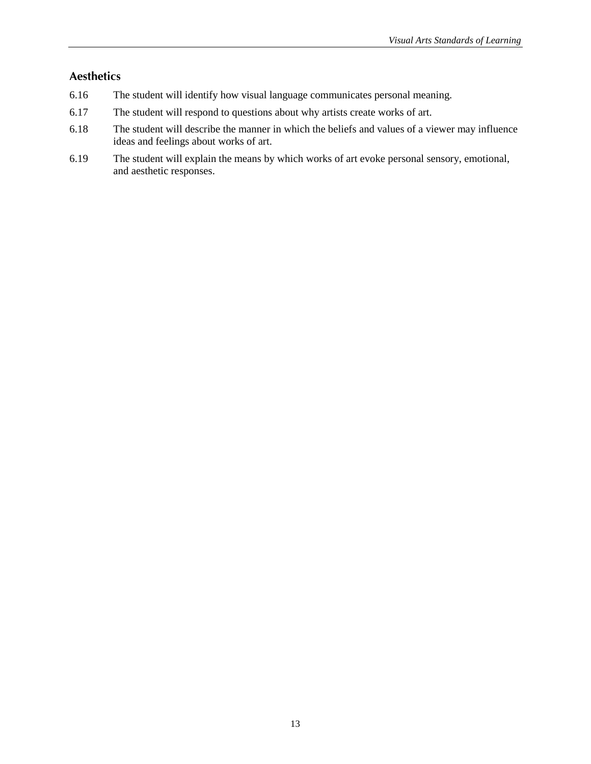## Aesthetics

6.16 The student will identify how visual language communicates personal meaning.

6.17 The student will respond to questions about why artists create works of art.

6.18 The student will describe the manner in which the beliefs and values of a viewer may influence ideas and feelings about works of art.

6.19 The student will explain the means by which works of art evoke personal sensory, emotional, and aesthetic responses.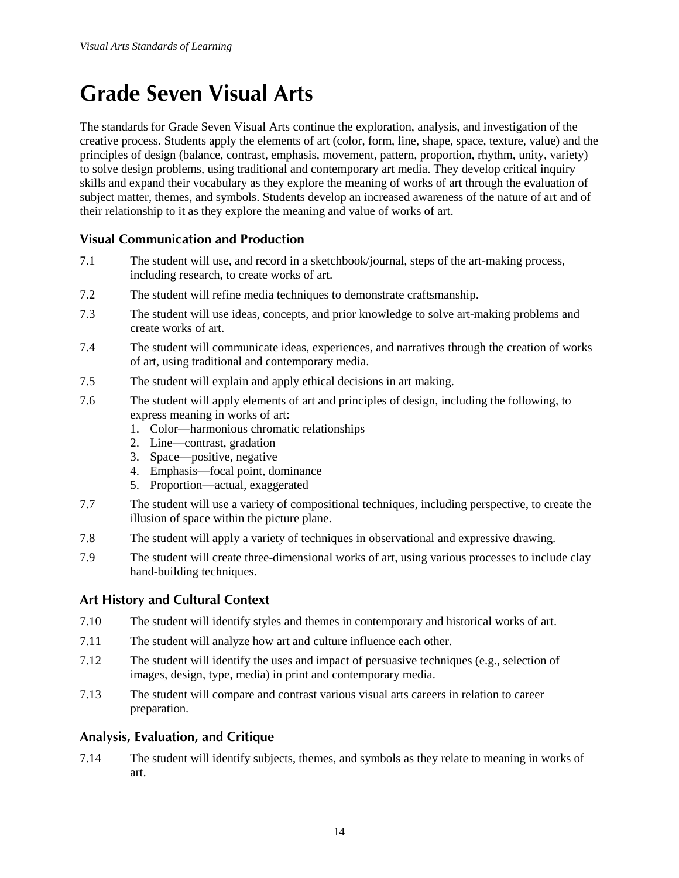# Grade Seven Visual Arts

The standards for Grade Seven Visual Arts continue the exploration, analysis, and investigation of the creative process. Students apply the elements of art (color, form, line, shape, space, texture, value) and the principles of design (balance, contrast, emphasis, movement, pattern, proportion, rhythm, unity, variety) to solve design problems, using traditional and contemporary art media. They develop critical inquiry skills and expand their vocabulary as they explore the meaning of works of art through the evaluation of subject matter, themes, and symbols. Students develop an increased awareness of the nature of art and of their relationship to it as they explore the meaning and value of works of art.

## Visual Communication and Production

7.1 The student will use, and record in a sketchbook/journal, steps of the art-making process, including research, to create works of art.

7.2 The student will refine media techniques to demonstrate craftsmanship.

7.3 The student will use ideas, concepts, and prior knowledge to solve art-making problems and create works of art.

7.4 The student will communicate ideas, experiences, and narratives through the creation of works of art, using traditional and contemporary media.

7.5 The student will explain and apply ethical decisions in art making.

7.6 The student will apply elements of art and principles of design, including the following, to express meaning in works of art:

1. Color—harmonious chromatic relationships
2. Line—contrast, gradation
3. Space—positive, negative
4. Emphasis—focal point, dominance
5. Proportion—actual, exaggerated

7.7 The student will use a variety of compositional techniques, including perspective, to create the illusion of space within the picture plane.

7.8 The student will apply a variety of techniques in observational and expressive drawing.

7.9 The student will create three-dimensional works of art, using various processes to include clay hand-building techniques.

## Art History and Cultural Context

7.10 The student will identify styles and themes in contemporary and historical works of art.

7.11 The student will analyze how art and culture influence each other.

7.12 The student will identify the uses and impact of persuasive techniques (e.g., selection of images, design, type, media) in print and contemporary media.

7.13 The student will compare and contrast various visual arts careers in relation to career preparation.

## Analysis, Evaluation, and Critique

7.14 The student will identify subjects, themes, and symbols as they relate to meaning in works of art.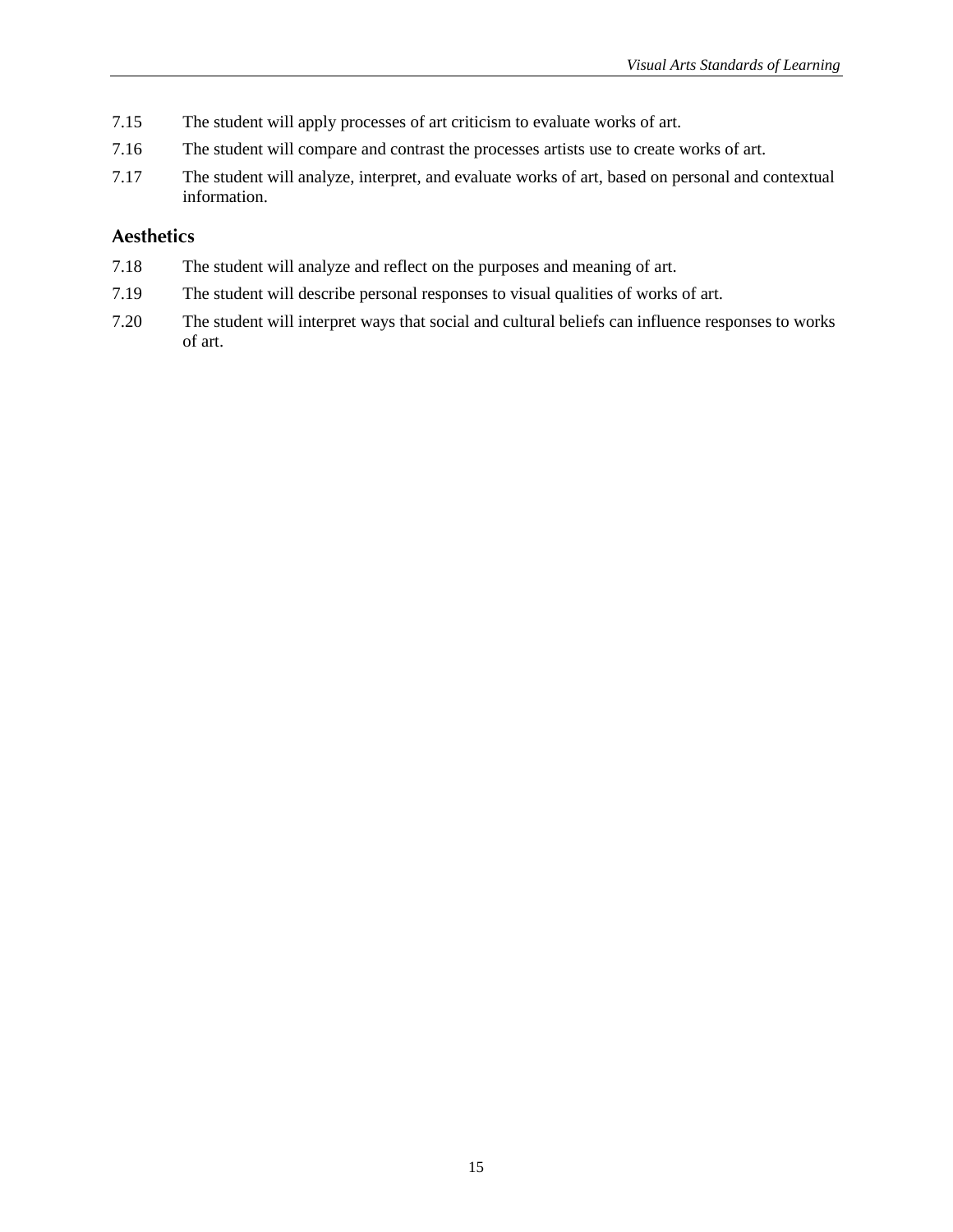7.15 The student will apply processes of art criticism to evaluate works of art.

7.16 The student will compare and contrast the processes artists use to create works of art.

7.17 The student will analyze, interpret, and evaluate works of art, based on personal and contextual information.

## Aesthetics

7.18 The student will analyze and reflect on the purposes and meaning of art.

7.19 The student will describe personal responses to visual qualities of works of art.

7.20 The student will interpret ways that social and cultural beliefs can influence responses to works of art.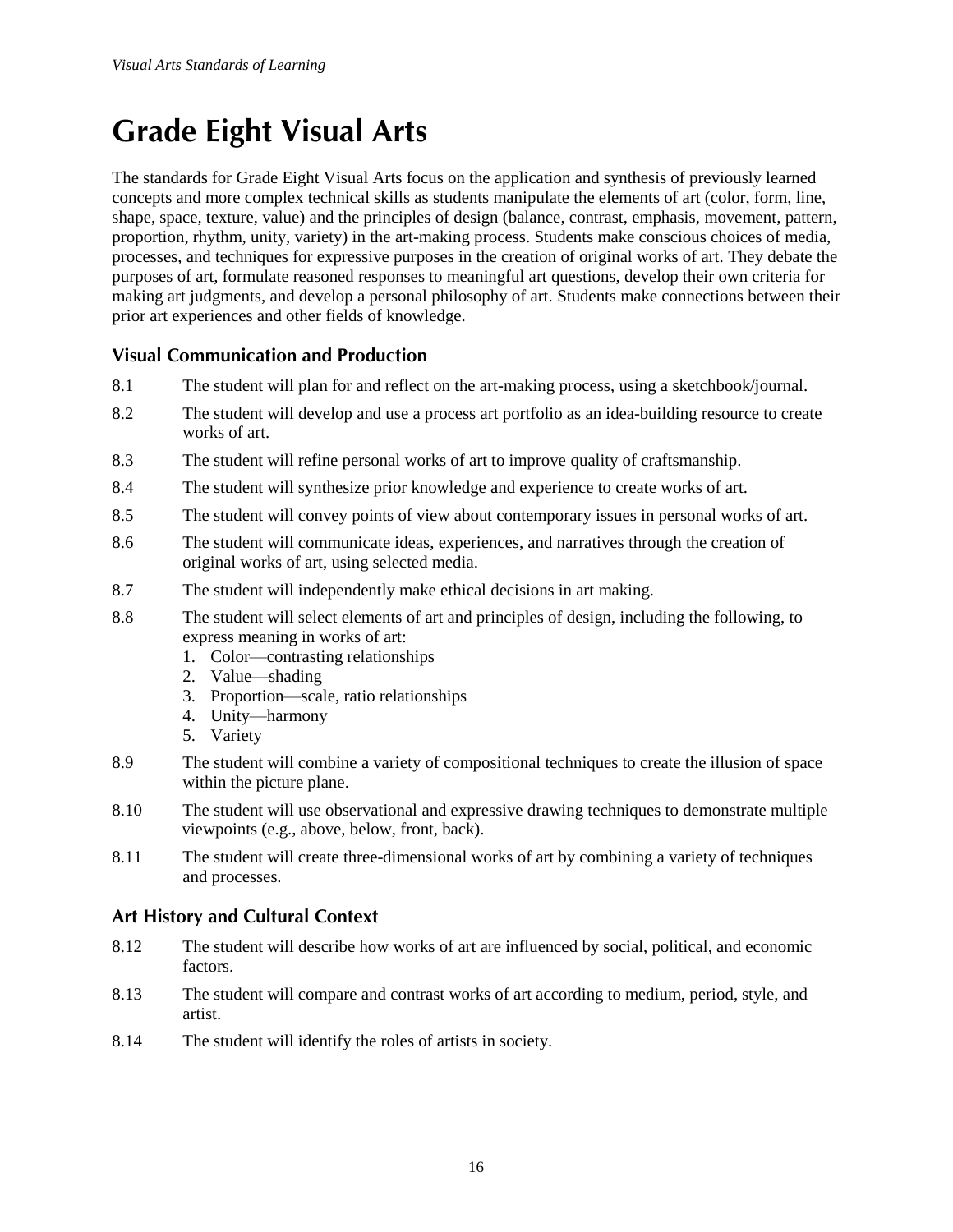# Grade Eight Visual Arts

The standards for Grade Eight Visual Arts focus on the application and synthesis of previously learned concepts and more complex technical skills as students manipulate the elements of art (color, form, line, shape, space, texture, value) and the principles of design (balance, contrast, emphasis, movement, pattern, proportion, rhythm, unity, variety) in the art-making process. Students make conscious choices of media, processes, and techniques for expressive purposes in the creation of original works of art. They debate the purposes of art, formulate reasoned responses to meaningful art questions, develop their own criteria for making art judgments, and develop a personal philosophy of art. Students make connections between their prior art experiences and other fields of knowledge.

## Visual Communication and Production

8.1 The student will plan for and reflect on the art-making process, using a sketchbook/journal.

8.2 The student will develop and use a process art portfolio as an idea-building resource to create works of art.

8.3 The student will refine personal works of art to improve quality of craftsmanship.

8.4 The student will synthesize prior knowledge and experience to create works of art.

8.5 The student will convey points of view about contemporary issues in personal works of art.

8.6 The student will communicate ideas, experiences, and narratives through the creation of original works of art, using selected media.

8.7 The student will independently make ethical decisions in art making.

8.8 The student will select elements of art and principles of design, including the following, to express meaning in works of art:

1. Color—contrasting relationships
2. Value—shading
3. Proportion—scale, ratio relationships
4. Unity—harmony
5. Variety

8.9 The student will combine a variety of compositional techniques to create the illusion of space within the picture plane.

8.10 The student will use observational and expressive drawing techniques to demonstrate multiple viewpoints (e.g., above, below, front, back).

8.11 The student will create three-dimensional works of art by combining a variety of techniques and processes.

## Art History and Cultural Context

8.12 The student will describe how works of art are influenced by social, political, and economic factors.

8.13 The student will compare and contrast works of art according to medium, period, style, and artist.

8.14 The student will identify the roles of artists in society.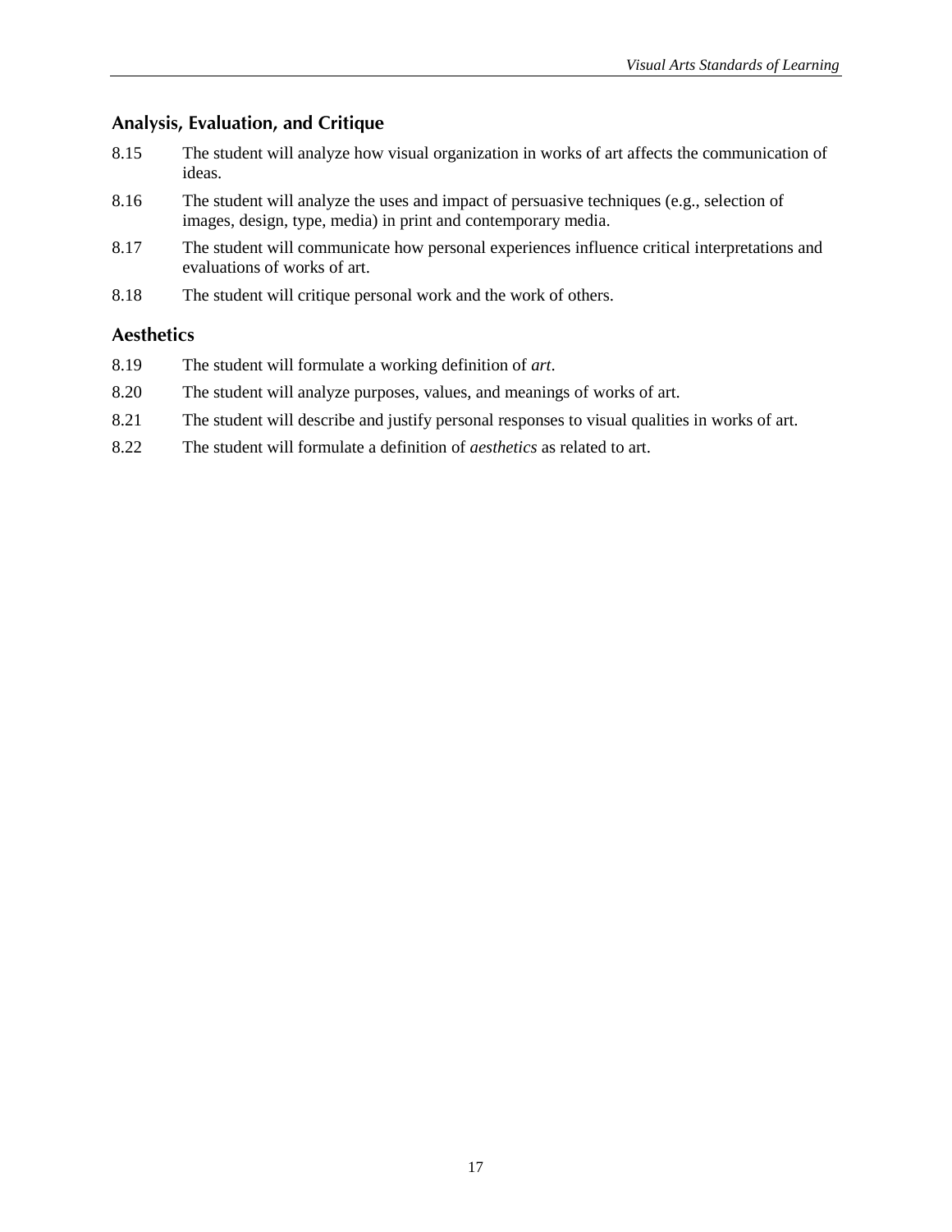## Analysis, Evaluation, and Critique

8.15 The student will analyze how visual organization in works of art affects the communication of ideas.

8.16 The student will analyze the uses and impact of persuasive techniques (e.g., selection of images, design, type, media) in print and contemporary media.

8.17 The student will communicate how personal experiences influence critical interpretations and evaluations of works of art.

8.18 The student will critique personal work and the work of others.

## Aesthetics

8.19 The student will formulate a working definition of *art*.

8.20 The student will analyze purposes, values, and meanings of works of art.

8.21 The student will describe and justify personal responses to visual qualities in works of art.

8.22 The student will formulate a definition of *aesthetics* as related to art.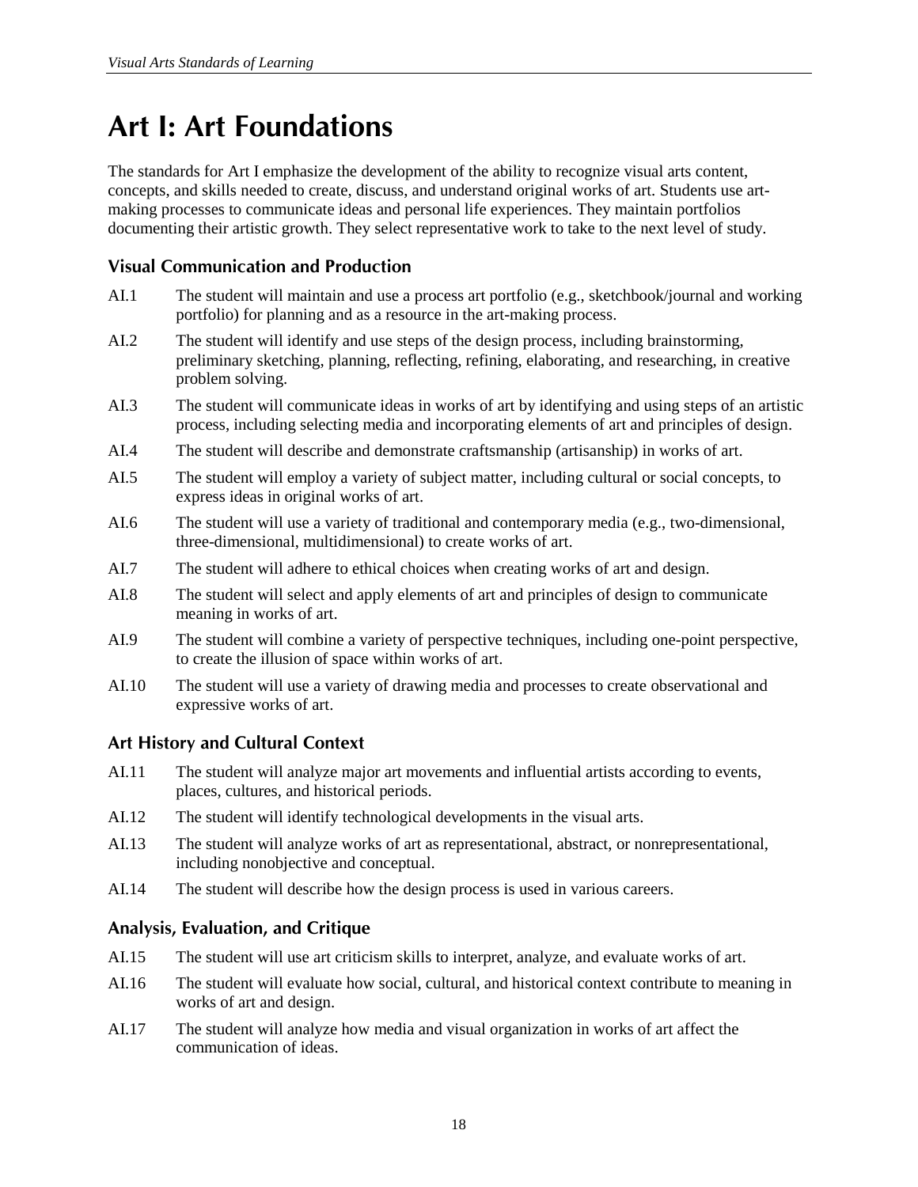# Art I: Art Foundations

The standards for Art I emphasize the development of the ability to recognize visual arts content, concepts, and skills needed to create, discuss, and understand original works of art. Students use art-making processes to communicate ideas and personal life experiences. They maintain portfolios documenting their artistic growth. They select representative work to take to the next level of study.

## Visual Communication and Production

AI.1 The student will maintain and use a process art portfolio (e.g., sketchbook/journal and working portfolio) for planning and as a resource in the art-making process.

AI.2 The student will identify and use steps of the design process, including brainstorming, preliminary sketching, planning, reflecting, refining, elaborating, and researching, in creative problem solving.

AI.3 The student will communicate ideas in works of art by identifying and using steps of an artistic process, including selecting media and incorporating elements of art and principles of design.

AI.4 The student will describe and demonstrate craftsmanship (artisanship) in works of art.

AI.5 The student will employ a variety of subject matter, including cultural or social concepts, to express ideas in original works of art.

AI.6 The student will use a variety of traditional and contemporary media (e.g., two-dimensional, three-dimensional, multidimensional) to create works of art.

AI.7 The student will adhere to ethical choices when creating works of art and design.

AI.8 The student will select and apply elements of art and principles of design to communicate meaning in works of art.

AI.9 The student will combine a variety of perspective techniques, including one-point perspective, to create the illusion of space within works of art.

AI.10 The student will use a variety of drawing media and processes to create observational and expressive works of art.

## Art History and Cultural Context

AI.11 The student will analyze major art movements and influential artists according to events, places, cultures, and historical periods.

AI.12 The student will identify technological developments in the visual arts.

AI.13 The student will analyze works of art as representational, abstract, or nonrepresentational, including nonobjective and conceptual.

AI.14 The student will describe how the design process is used in various careers.

## Analysis, Evaluation, and Critique

AI.15 The student will use art criticism skills to interpret, analyze, and evaluate works of art.

AI.16 The student will evaluate how social, cultural, and historical context contribute to meaning in works of art and design.

AI.17 The student will analyze how media and visual organization in works of art affect the communication of ideas.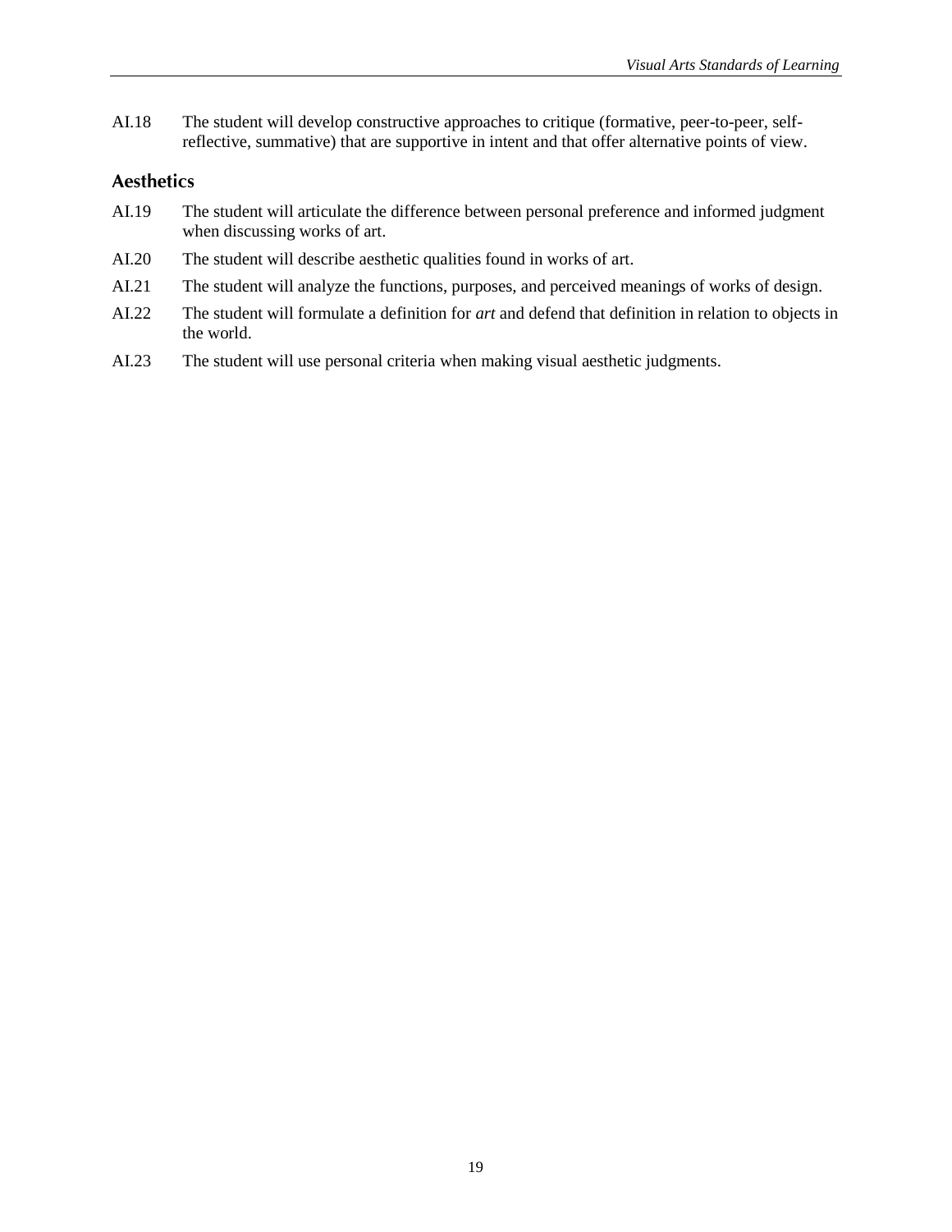AI.18 The student will develop constructive approaches to critique (formative, peer-to-peer, self-reflective, summative) that are supportive in intent and that offer alternative points of view.

## Aesthetics

AI.19 The student will articulate the difference between personal preference and informed judgment when discussing works of art.

AI.20 The student will describe aesthetic qualities found in works of art.

AI.21 The student will analyze the functions, purposes, and perceived meanings of works of design.

AI.22 The student will formulate a definition for *art* and defend that definition in relation to objects in the world.

AI.23 The student will use personal criteria when making visual aesthetic judgments.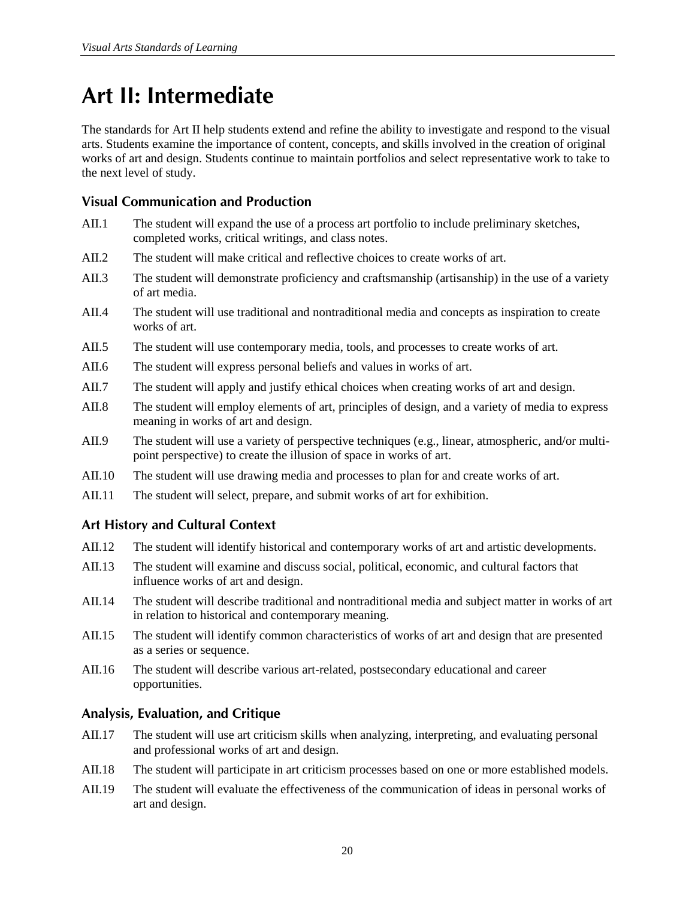# Art II: Intermediate

The standards for Art II help students extend and refine the ability to investigate and respond to the visual arts. Students examine the importance of content, concepts, and skills involved in the creation of original works of art and design. Students continue to maintain portfolios and select representative work to take to the next level of study.

## Visual Communication and Production

AII.1 The student will expand the use of a process art portfolio to include preliminary sketches, completed works, critical writings, and class notes.

AII.2 The student will make critical and reflective choices to create works of art.

AII.3 The student will demonstrate proficiency and craftsmanship (artisanship) in the use of a variety of art media.

AII.4 The student will use traditional and nontraditional media and concepts as inspiration to create works of art.

AII.5 The student will use contemporary media, tools, and processes to create works of art.

AII.6 The student will express personal beliefs and values in works of art.

AII.7 The student will apply and justify ethical choices when creating works of art and design.

AII.8 The student will employ elements of art, principles of design, and a variety of media to express meaning in works of art and design.

AII.9 The student will use a variety of perspective techniques (e.g., linear, atmospheric, and/or multi-point perspective) to create the illusion of space in works of art.

AII.10 The student will use drawing media and processes to plan for and create works of art.

AII.11 The student will select, prepare, and submit works of art for exhibition.

## Art History and Cultural Context

AII.12 The student will identify historical and contemporary works of art and artistic developments.

AII.13 The student will examine and discuss social, political, economic, and cultural factors that influence works of art and design.

AII.14 The student will describe traditional and nontraditional media and subject matter in works of art in relation to historical and contemporary meaning.

AII.15 The student will identify common characteristics of works of art and design that are presented as a series or sequence.

AII.16 The student will describe various art-related, postsecondary educational and career opportunities.

## Analysis, Evaluation, and Critique

AII.17 The student will use art criticism skills when analyzing, interpreting, and evaluating personal and professional works of art and design.

AII.18 The student will participate in art criticism processes based on one or more established models.

AII.19 The student will evaluate the effectiveness of the communication of ideas in personal works of art and design.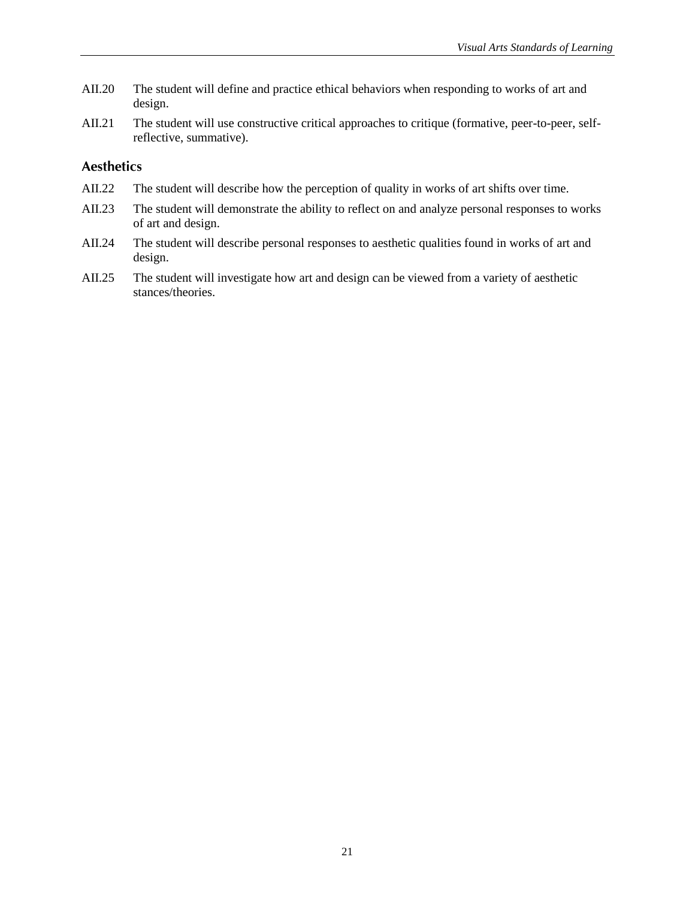AII.20 The student will define and practice ethical behaviors when responding to works of art and design.

AII.21 The student will use constructive critical approaches to critique (formative, peer-to-peer, self-reflective, summative).

## Aesthetics

AII.22 The student will describe how the perception of quality in works of art shifts over time.

AII.23 The student will demonstrate the ability to reflect on and analyze personal responses to works of art and design.

AII.24 The student will describe personal responses to aesthetic qualities found in works of art and design.

AII.25 The student will investigate how art and design can be viewed from a variety of aesthetic stances/theories.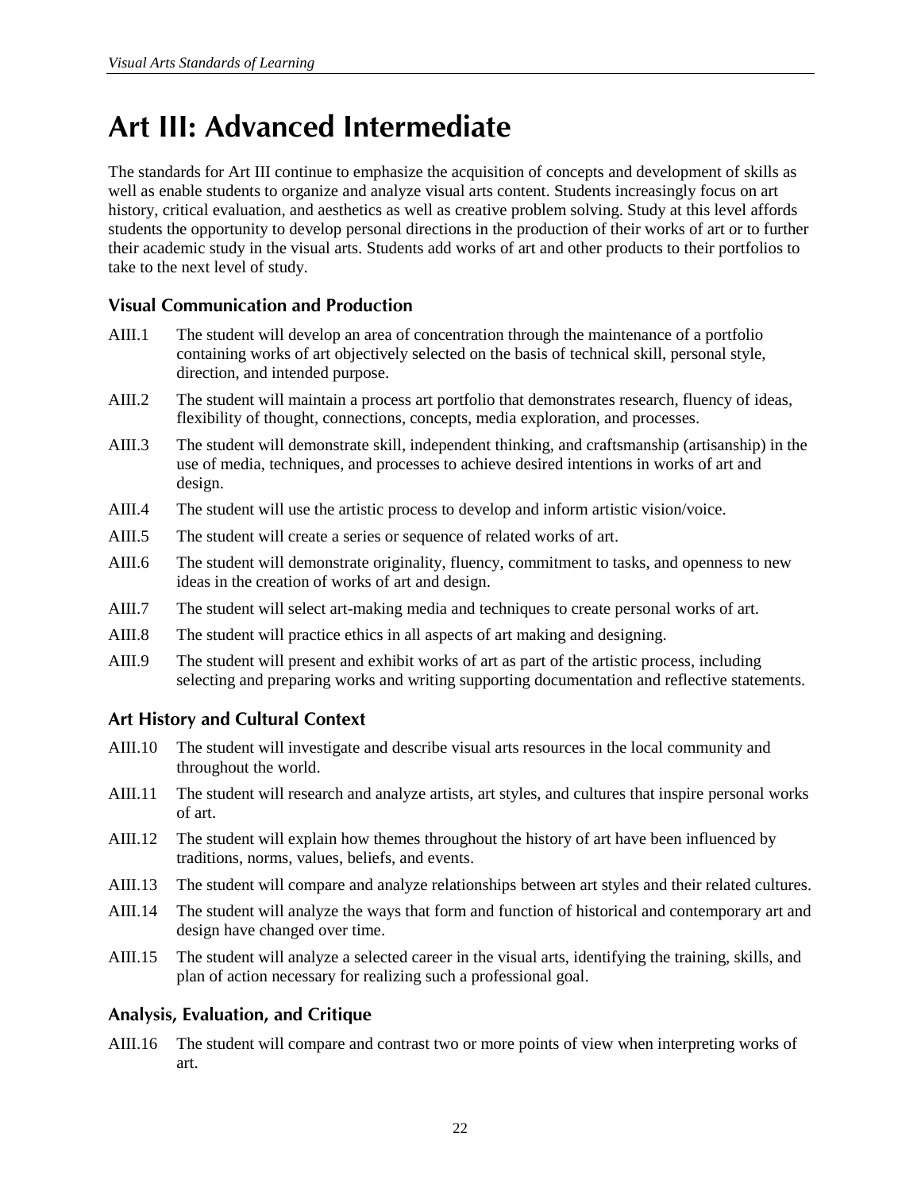# Art III: Advanced Intermediate

The standards for Art III continue to emphasize the acquisition of concepts and development of skills as well as enable students to organize and analyze visual arts content. Students increasingly focus on art history, critical evaluation, and aesthetics as well as creative problem solving. Study at this level affords students the opportunity to develop personal directions in the production of their works of art or to further their academic study in the visual arts. Students add works of art and other products to their portfolios to take to the next level of study.

## Visual Communication and Production

AIII.1 The student will develop an area of concentration through the maintenance of a portfolio containing works of art objectively selected on the basis of technical skill, personal style, direction, and intended purpose.

AIII.2 The student will maintain a process art portfolio that demonstrates research, fluency of ideas, flexibility of thought, connections, concepts, media exploration, and processes.

AIII.3 The student will demonstrate skill, independent thinking, and craftsmanship (artisanship) in the use of media, techniques, and processes to achieve desired intentions in works of art and design.

AIII.4 The student will use the artistic process to develop and inform artistic vision/voice.

AIII.5 The student will create a series or sequence of related works of art.

AIII.6 The student will demonstrate originality, fluency, commitment to tasks, and openness to new ideas in the creation of works of art and design.

AIII.7 The student will select art-making media and techniques to create personal works of art.

AIII.8 The student will practice ethics in all aspects of art making and designing.

AIII.9 The student will present and exhibit works of art as part of the artistic process, including selecting and preparing works and writing supporting documentation and reflective statements.

## Art History and Cultural Context

AIII.10 The student will investigate and describe visual arts resources in the local community and throughout the world.

AIII.11 The student will research and analyze artists, art styles, and cultures that inspire personal works of art.

AIII.12 The student will explain how themes throughout the history of art have been influenced by traditions, norms, values, beliefs, and events.

AIII.13 The student will compare and analyze relationships between art styles and their related cultures.

AIII.14 The student will analyze the ways that form and function of historical and contemporary art and design have changed over time.

AIII.15 The student will analyze a selected career in the visual arts, identifying the training, skills, and plan of action necessary for realizing such a professional goal.

## Analysis, Evaluation, and Critique

AIII.16 The student will compare and contrast two or more points of view when interpreting works of art.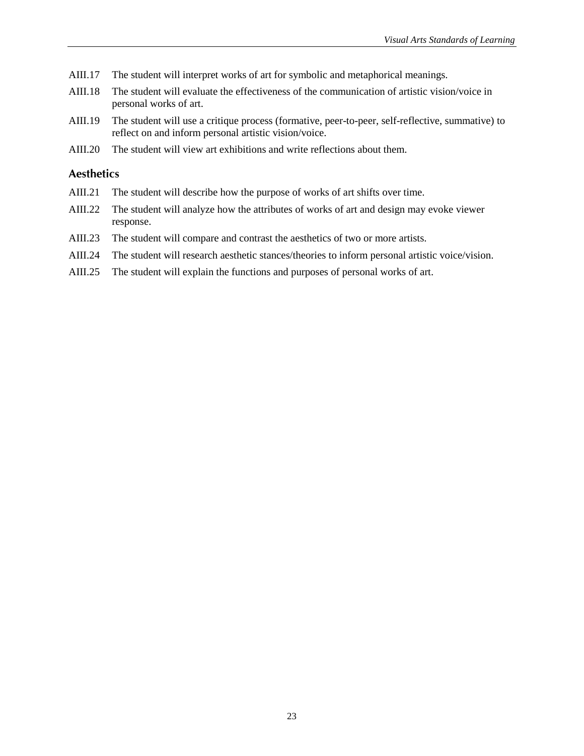AIII.17 The student will interpret works of art for symbolic and metaphorical meanings.

AIII.18 The student will evaluate the effectiveness of the communication of artistic vision/voice in personal works of art.

AIII.19 The student will use a critique process (formative, peer-to-peer, self-reflective, summative) to reflect on and inform personal artistic vision/voice.

AIII.20 The student will view art exhibitions and write reflections about them.

### Aesthetics

AIII.21 The student will describe how the purpose of works of art shifts over time.

AIII.22 The student will analyze how the attributes of works of art and design may evoke viewer response.

AIII.23 The student will compare and contrast the aesthetics of two or more artists.

AIII.24 The student will research aesthetic stances/theories to inform personal artistic voice/vision.

AIII.25 The student will explain the functions and purposes of personal works of art.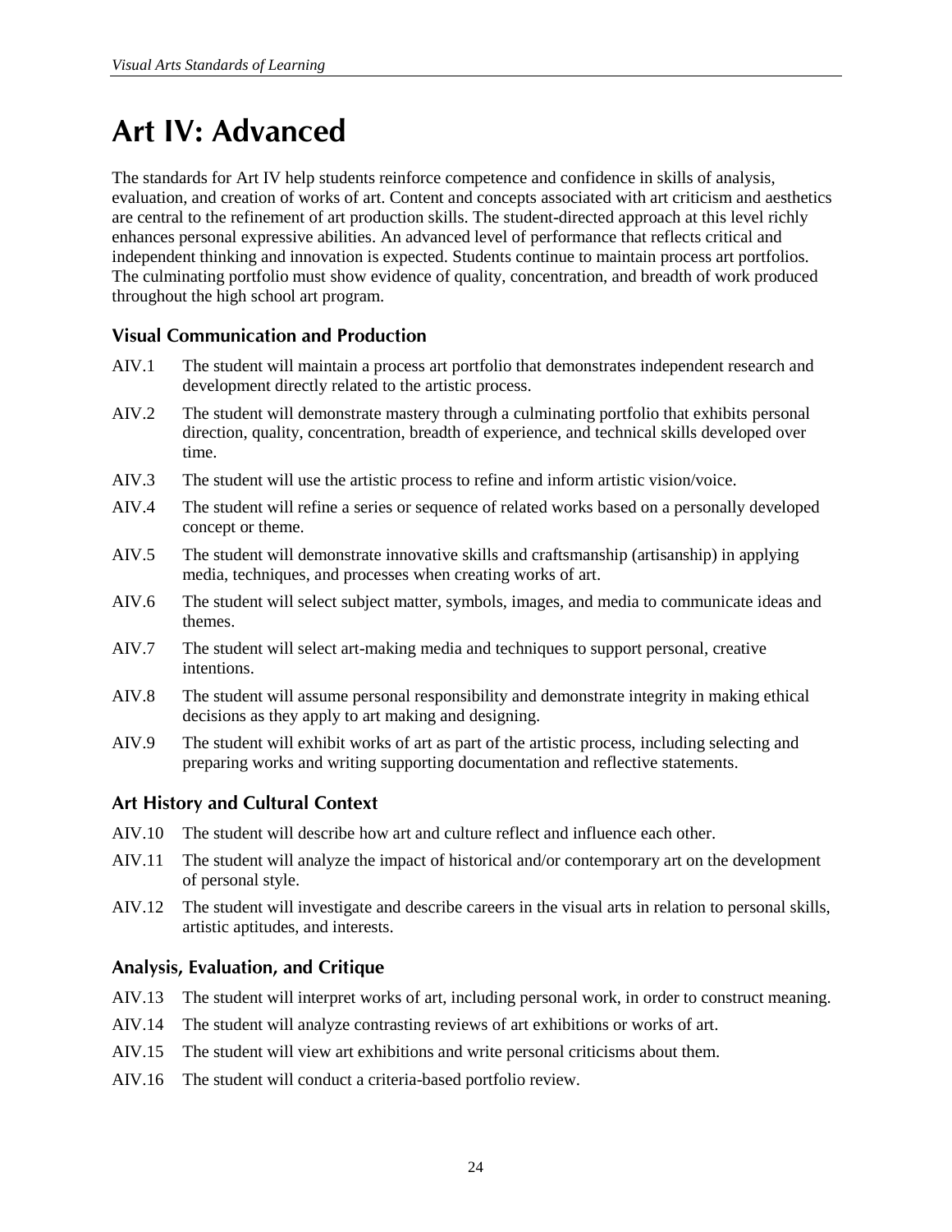# Art IV: Advanced

The standards for Art IV help students reinforce competence and confidence in skills of analysis, evaluation, and creation of works of art. Content and concepts associated with art criticism and aesthetics are central to the refinement of art production skills. The student-directed approach at this level richly enhances personal expressive abilities. An advanced level of performance that reflects critical and independent thinking and innovation is expected. Students continue to maintain process art portfolios. The culminating portfolio must show evidence of quality, concentration, and breadth of work produced throughout the high school art program.

## Visual Communication and Production

AIV.1 The student will maintain a process art portfolio that demonstrates independent research and development directly related to the artistic process.

AIV.2 The student will demonstrate mastery through a culminating portfolio that exhibits personal direction, quality, concentration, breadth of experience, and technical skills developed over time.

AIV.3 The student will use the artistic process to refine and inform artistic vision/voice.

AIV.4 The student will refine a series or sequence of related works based on a personally developed concept or theme.

AIV.5 The student will demonstrate innovative skills and craftsmanship (artisanship) in applying media, techniques, and processes when creating works of art.

AIV.6 The student will select subject matter, symbols, images, and media to communicate ideas and themes.

AIV.7 The student will select art-making media and techniques to support personal, creative intentions.

AIV.8 The student will assume personal responsibility and demonstrate integrity in making ethical decisions as they apply to art making and designing.

AIV.9 The student will exhibit works of art as part of the artistic process, including selecting and preparing works and writing supporting documentation and reflective statements.

## Art History and Cultural Context

AIV.10 The student will describe how art and culture reflect and influence each other.

AIV.11 The student will analyze the impact of historical and/or contemporary art on the development of personal style.

AIV.12 The student will investigate and describe careers in the visual arts in relation to personal skills, artistic aptitudes, and interests.

## Analysis, Evaluation, and Critique

AIV.13 The student will interpret works of art, including personal work, in order to construct meaning.

AIV.14 The student will analyze contrasting reviews of art exhibitions or works of art.

AIV.15 The student will view art exhibitions and write personal criticisms about them.

AIV.16 The student will conduct a criteria-based portfolio review.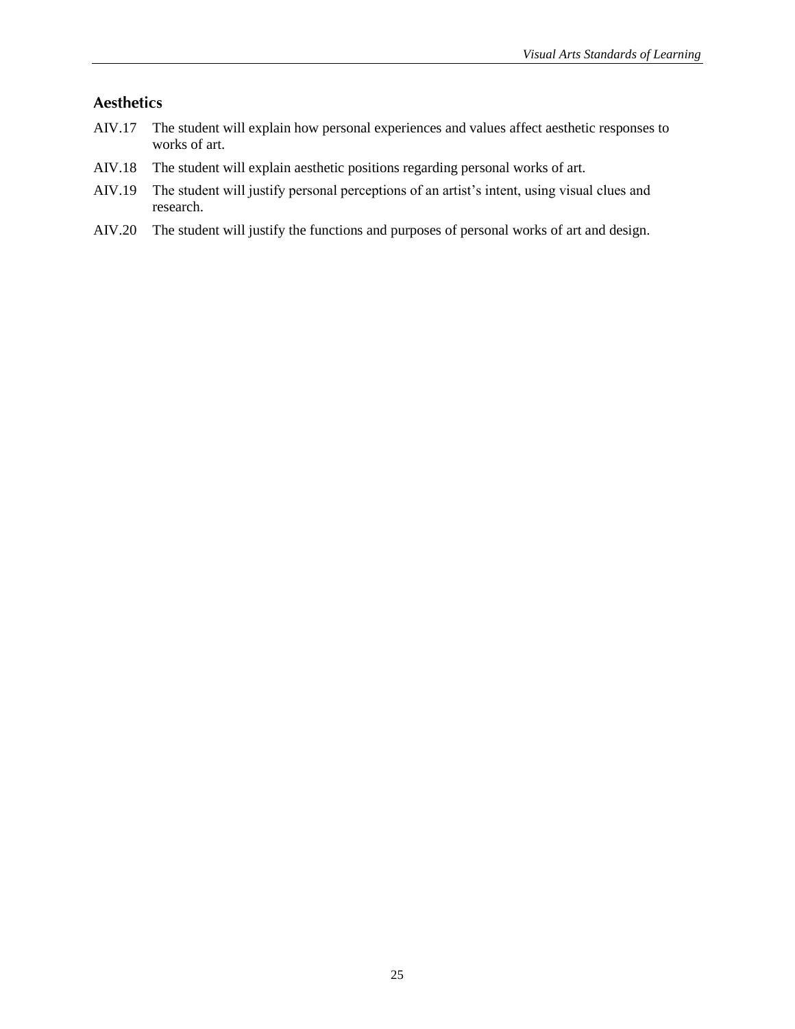## Aesthetics

AIV.17 The student will explain how personal experiences and values affect aesthetic responses to works of art.

AIV.18 The student will explain aesthetic positions regarding personal works of art.

AIV.19 The student will justify personal perceptions of an artist’s intent, using visual clues and research.

AIV.20 The student will justify the functions and purposes of personal works of art and design.